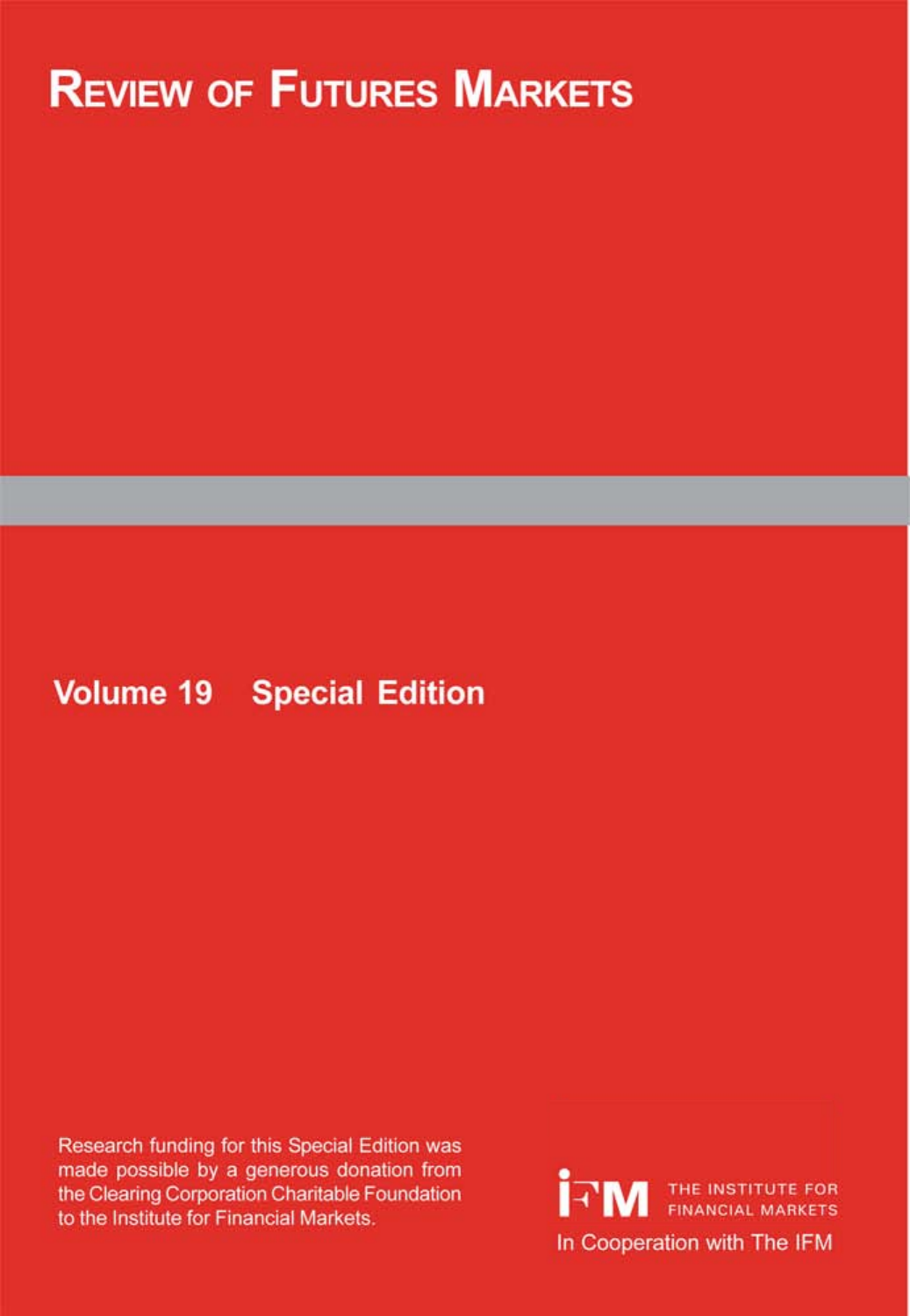# Review of Futures Markets

## Volume 19 Special Edition

Research funding for this Special Edition was made possible by a generous donation from the Clearing Corporation Charitable Foundation to the Institute for Financial Markets.

IFM THE INSTITUTE FOR FINANCIAL MARKETS

In Cooperation with The IFM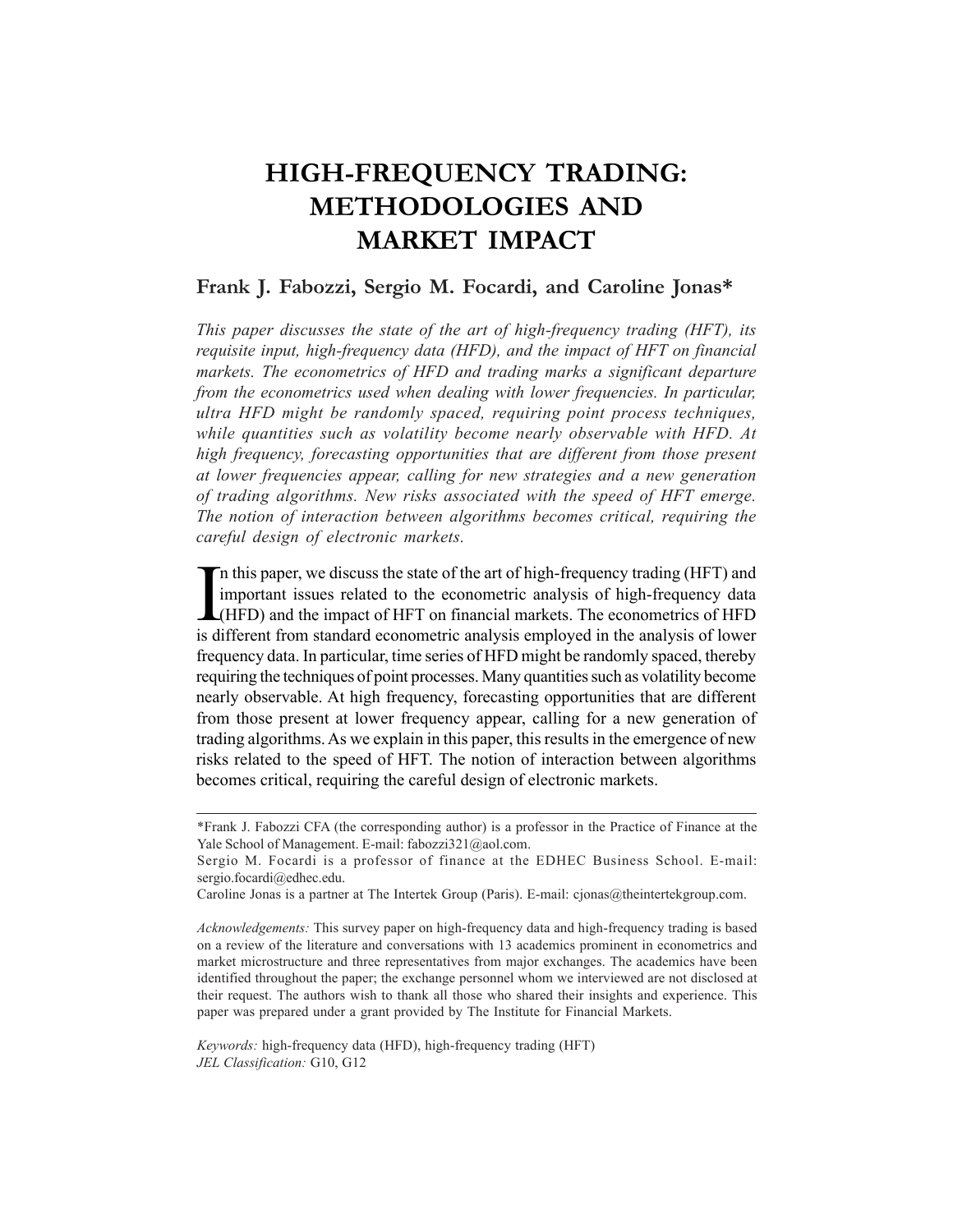# HIGH-FREQUENCY TRADING: METHODOLOGIES AND MARKET IMPACT

**Frank J. Fabozzi, Sergio M. Focardi, and Caroline Jonas***

*This paper discusses the state of the art of high-frequency trading (HFT), its requisite input, high-frequency data (HFD), and the impact of HFT on financial markets. The econometrics of HFD and trading marks a significant departure from the econometrics used when dealing with lower frequencies. In particular, ultra HFD might be randomly spaced, requiring point process techniques, while quantities such as volatility become nearly observable with HFD. At high frequency, forecasting opportunities that are different from those present at lower frequencies appear, calling for new strategies and a new generation of trading algorithms. New risks associated with the speed of HFT emerge. The notion of interaction between algorithms becomes critical, requiring the careful design of electronic markets.*

In this paper, we discuss the state of the art of high-frequency trading (HFT) and important issues related to the econometric analysis of high-frequency data (HFD) and the impact of HFT on financial markets. The econometrics of HFD is different from standard econometric analysis employed in the analysis of lower frequency data. In particular, time series of HFD might be randomly spaced, thereby requiring the techniques of point processes. Many quantities such as volatility become nearly observable. At high frequency, forecasting opportunities that are different from those present at lower frequency appear, calling for a new generation of trading algorithms. As we explain in this paper, this results in the emergence of new risks related to the speed of HFT. The notion of interaction between algorithms becomes critical, requiring the careful design of electronic markets.

---

*Frank J. Fabozzi CFA (the corresponding author) is a professor in the Practice of Finance at the Yale School of Management. E-mail: fabozzi321@aol.com.

Sergio M. Focardi is a professor of finance at the EDHEC Business School. E-mail: sergio.focardi@edhec.edu.

Caroline Jonas is a partner at The Intertek Group (Paris). E-mail: cjonas@theintertekgroup.com.

*Acknowledgements:* This survey paper on high-frequency data and high-frequency trading is based on a review of the literature and conversations with 13 academics prominent in econometrics and market microstructure and three representatives from major exchanges. The academics have been identified throughout the paper; the exchange personnel whom we interviewed are not disclosed at their request. The authors wish to thank all those who shared their insights and experience. This paper was prepared under a grant provided by The Institute for Financial Markets.

*Keywords:* high-frequency data (HFD), high-frequency trading (HFT)
*JEL Classification:* G10, G12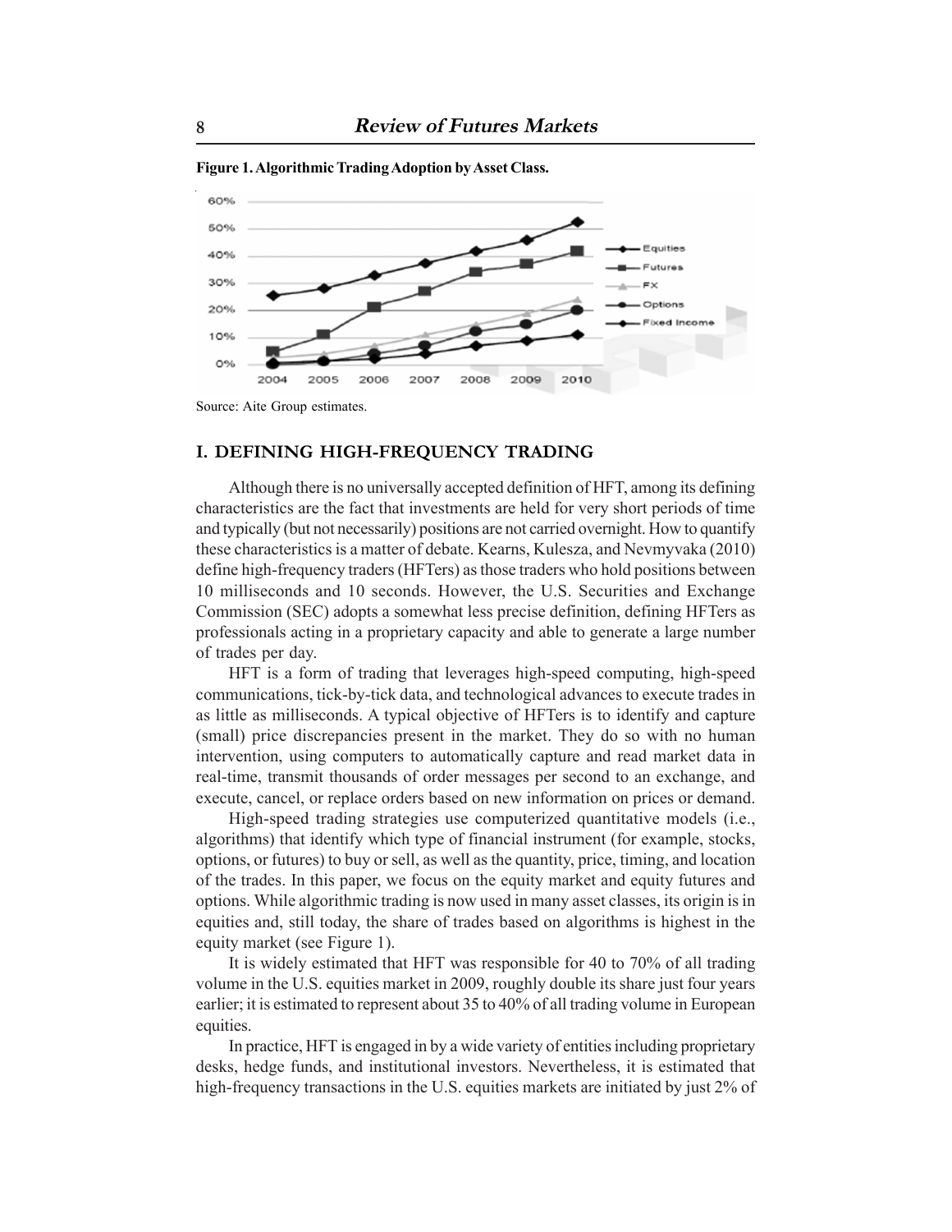**Figure 1. Algorithmic Trading Adoption by Asset Class.**

Source: Aite Group estimates.

## I. DEFINING HIGH-FREQUENCY TRADING

Although there is no universally accepted definition of HFT, among its defining characteristics are the fact that investments are held for very short periods of time and typically (but not necessarily) positions are not carried overnight. How to quantify these characteristics is a matter of debate. Kearns, Kulesza, and Nevmyvaka (2010) define high-frequency traders (HFTers) as those traders who hold positions between 10 milliseconds and 10 seconds. However, the U.S. Securities and Exchange Commission (SEC) adopts a somewhat less precise definition, defining HFTers as professionals acting in a proprietary capacity and able to generate a large number of trades per day.

HFT is a form of trading that leverages high-speed computing, high-speed communications, tick-by-tick data, and technological advances to execute trades in as little as milliseconds. A typical objective of HFTers is to identify and capture (small) price discrepancies present in the market. They do so with no human intervention, using computers to automatically capture and read market data in real-time, transmit thousands of order messages per second to an exchange, and execute, cancel, or replace orders based on new information on prices or demand.

High-speed trading strategies use computerized quantitative models (i.e., algorithms) that identify which type of financial instrument (for example, stocks, options, or futures) to buy or sell, as well as the quantity, price, timing, and location of the trades. In this paper, we focus on the equity market and equity futures and options. While algorithmic trading is now used in many asset classes, its origin is in equities and, still today, the share of trades based on algorithms is highest in the equity market (see Figure 1).

It is widely estimated that HFT was responsible for 40 to 70% of all trading volume in the U.S. equities market in 2009, roughly double its share just four years earlier; it is estimated to represent about 35 to 40% of all trading volume in European equities.

In practice, HFT is engaged in by a wide variety of entities including proprietary desks, hedge funds, and institutional investors. Nevertheless, it is estimated that high-frequency transactions in the U.S. equities markets are initiated by just 2% of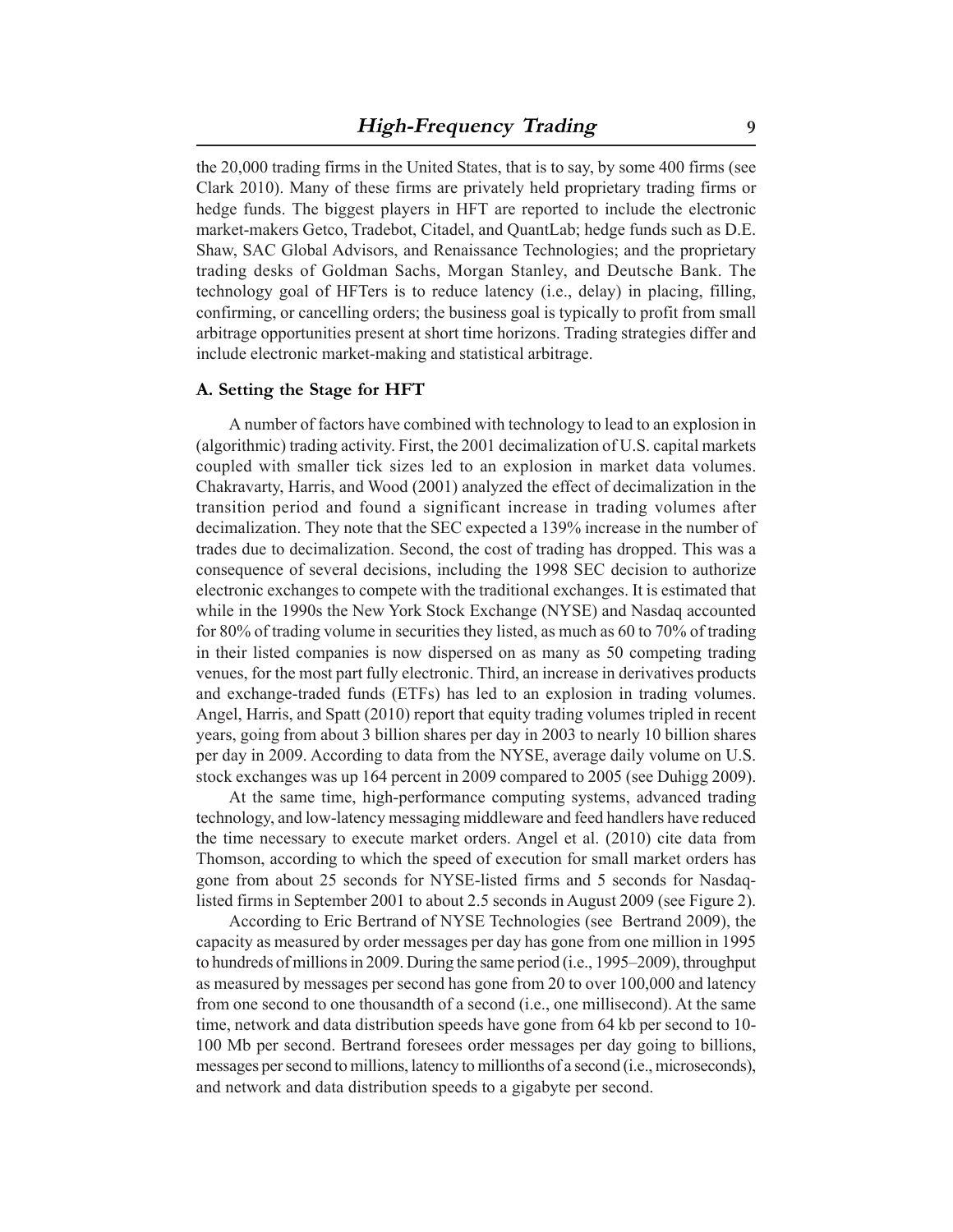the 20,000 trading firms in the United States, that is to say, by some 400 firms (see Clark 2010). Many of these firms are privately held proprietary trading firms or hedge funds. The biggest players in HFT are reported to include the electronic market-makers Getco, Tradebot, Citadel, and QuantLab; hedge funds such as D.E. Shaw, SAC Global Advisors, and Renaissance Technologies; and the proprietary trading desks of Goldman Sachs, Morgan Stanley, and Deutsche Bank. The technology goal of HFTers is to reduce latency (i.e., delay) in placing, filling, confirming, or cancelling orders; the business goal is typically to profit from small arbitrage opportunities present at short time horizons. Trading strategies differ and include electronic market-making and statistical arbitrage.

### A. Setting the Stage for HFT

A number of factors have combined with technology to lead to an explosion in (algorithmic) trading activity. First, the 2001 decimalization of U.S. capital markets coupled with smaller tick sizes led to an explosion in market data volumes. Chakravarty, Harris, and Wood (2001) analyzed the effect of decimalization in the transition period and found a significant increase in trading volumes after decimalization. They note that the SEC expected a 139% increase in the number of trades due to decimalization. Second, the cost of trading has dropped. This was a consequence of several decisions, including the 1998 SEC decision to authorize electronic exchanges to compete with the traditional exchanges. It is estimated that while in the 1990s the New York Stock Exchange (NYSE) and Nasdaq accounted for 80% of trading volume in securities they listed, as much as 60 to 70% of trading in their listed companies is now dispersed on as many as 50 competing trading venues, for the most part fully electronic. Third, an increase in derivatives products and exchange-traded funds (ETFs) has led to an explosion in trading volumes. Angel, Harris, and Spatt (2010) report that equity trading volumes tripled in recent years, going from about 3 billion shares per day in 2003 to nearly 10 billion shares per day in 2009. According to data from the NYSE, average daily volume on U.S. stock exchanges was up 164 percent in 2009 compared to 2005 (see Duhigg 2009).

At the same time, high-performance computing systems, advanced trading technology, and low-latency messaging middleware and feed handlers have reduced the time necessary to execute market orders. Angel et al. (2010) cite data from Thomson, according to which the speed of execution for small market orders has gone from about 25 seconds for NYSE-listed firms and 5 seconds for Nasdaq-listed firms in September 2001 to about 2.5 seconds in August 2009 (see Figure 2).

According to Eric Bertrand of NYSE Technologies (see Bertrand 2009), the capacity as measured by order messages per day has gone from one million in 1995 to hundreds of millions in 2009. During the same period (i.e., 1995–2009), throughput as measured by messages per second has gone from 20 to over 100,000 and latency from one second to one thousandth of a second (i.e., one millisecond). At the same time, network and data distribution speeds have gone from 64 kb per second to 10-100 Mb per second. Bertrand foresees order messages per day going to billions, messages per second to millions, latency to millionths of a second (i.e., microseconds), and network and data distribution speeds to a gigabyte per second.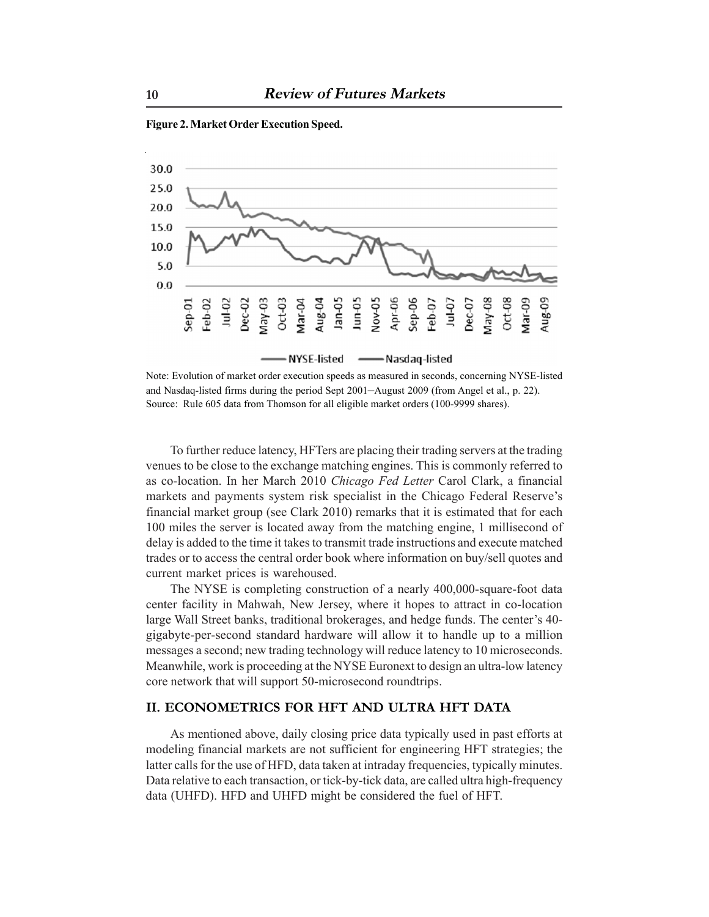**Figure 2. Market Order Execution Speed.**

Note: Evolution of market order execution speeds as measured in seconds, concerning NYSE-listed and Nasdaq-listed firms during the period Sept 2001–August 2009 (from Angel et al., p. 22).
Source: Rule 605 data from Thomson for all eligible market orders (100-9999 shares).

To further reduce latency, HFTers are placing their trading servers at the trading venues to be close to the exchange matching engines. This is commonly referred to as co-location. In her March 2010 *Chicago Fed Letter* Carol Clark, a financial markets and payments system risk specialist in the Chicago Federal Reserve's financial market group (see Clark 2010) remarks that it is estimated that for each 100 miles the server is located away from the matching engine, 1 millisecond of delay is added to the time it takes to transmit trade instructions and execute matched trades or to access the central order book where information on buy/sell quotes and current market prices is warehoused.

The NYSE is completing construction of a nearly 400,000-square-foot data center facility in Mahwah, New Jersey, where it hopes to attract in co-location large Wall Street banks, traditional brokerages, and hedge funds. The center's 40-gigabyte-per-second standard hardware will allow it to handle up to a million messages a second; new trading technology will reduce latency to 10 microseconds. Meanwhile, work is proceeding at the NYSE Euronext to design an ultra-low latency core network that will support 50-microsecond roundtrips.

## II. ECONOMETRICS FOR HFT AND ULTRA HFT DATA

As mentioned above, daily closing price data typically used in past efforts at modeling financial markets are not sufficient for engineering HFT strategies; the latter calls for the use of HFD, data taken at intraday frequencies, typically minutes. Data relative to each transaction, or tick-by-tick data, are called ultra high-frequency data (UHFD). HFD and UHFD might be considered the fuel of HFT.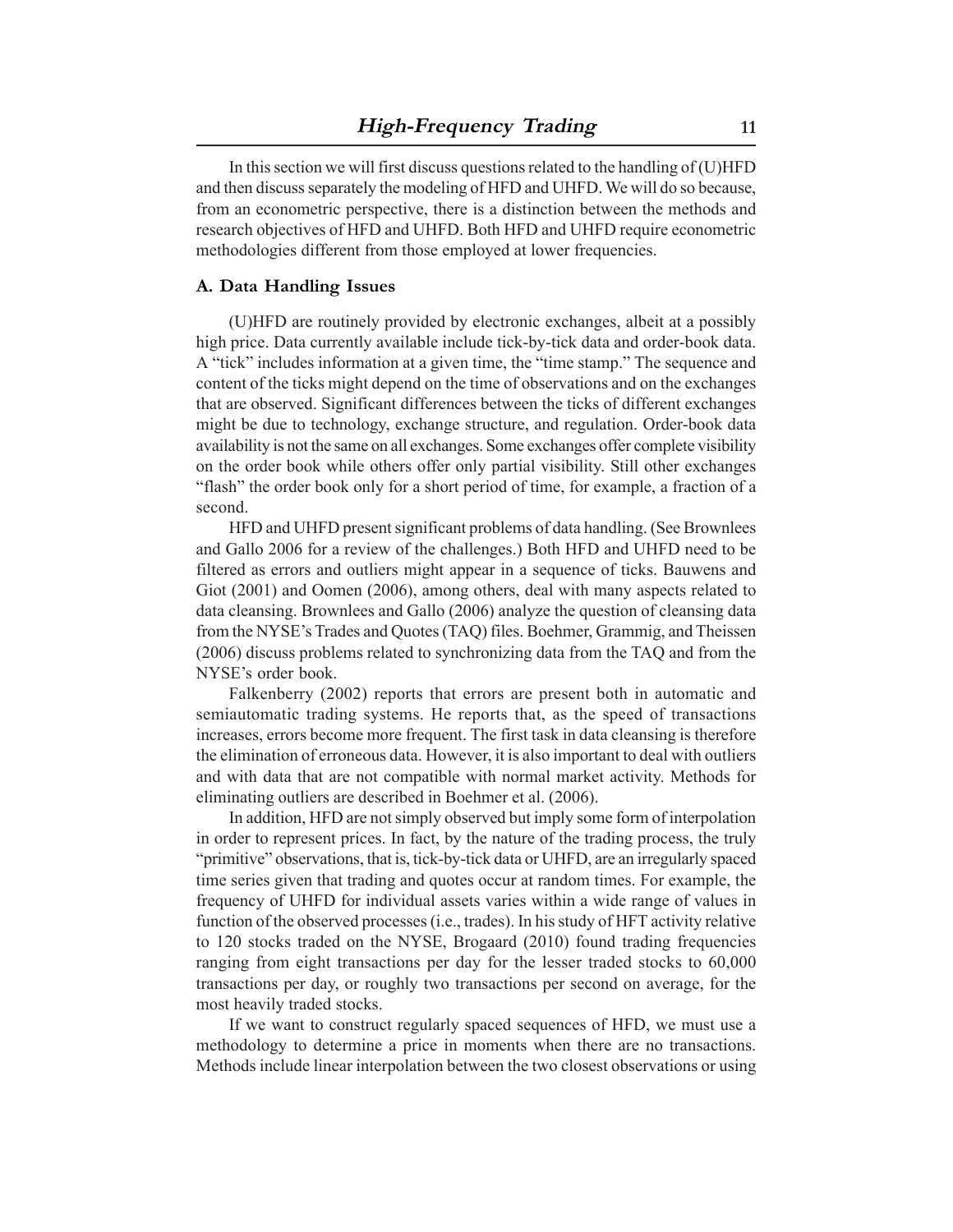In this section we will first discuss questions related to the handling of (U)HFD and then discuss separately the modeling of HFD and UHFD. We will do so because, from an econometric perspective, there is a distinction between the methods and research objectives of HFD and UHFD. Both HFD and UHFD require econometric methodologies different from those employed at lower frequencies.

### A. Data Handling Issues

(U)HFD are routinely provided by electronic exchanges, albeit at a possibly high price. Data currently available include tick-by-tick data and order-book data. A "tick" includes information at a given time, the "time stamp." The sequence and content of the ticks might depend on the time of observations and on the exchanges that are observed. Significant differences between the ticks of different exchanges might be due to technology, exchange structure, and regulation. Order-book data availability is not the same on all exchanges. Some exchanges offer complete visibility on the order book while others offer only partial visibility. Still other exchanges "flash" the order book only for a short period of time, for example, a fraction of a second.

HFD and UHFD present significant problems of data handling. (See Brownlees and Gallo 2006 for a review of the challenges.) Both HFD and UHFD need to be filtered as errors and outliers might appear in a sequence of ticks. Bauwens and Giot (2001) and Oomen (2006), among others, deal with many aspects related to data cleansing. Brownlees and Gallo (2006) analyze the question of cleansing data from the NYSE's Trades and Quotes (TAQ) files. Boehmer, Grammig, and Theissen (2006) discuss problems related to synchronizing data from the TAQ and from the NYSE's order book.

Falkenberry (2002) reports that errors are present both in automatic and semiautomatic trading systems. He reports that, as the speed of transactions increases, errors become more frequent. The first task in data cleansing is therefore the elimination of erroneous data. However, it is also important to deal with outliers and with data that are not compatible with normal market activity. Methods for eliminating outliers are described in Boehmer et al. (2006).

In addition, HFD are not simply observed but imply some form of interpolation in order to represent prices. In fact, by the nature of the trading process, the truly "primitive" observations, that is, tick-by-tick data or UHFD, are an irregularly spaced time series given that trading and quotes occur at random times. For example, the frequency of UHFD for individual assets varies within a wide range of values in function of the observed processes (i.e., trades). In his study of HFT activity relative to 120 stocks traded on the NYSE, Brogaard (2010) found trading frequencies ranging from eight transactions per day for the lesser traded stocks to 60,000 transactions per day, or roughly two transactions per second on average, for the most heavily traded stocks.

If we want to construct regularly spaced sequences of HFD, we must use a methodology to determine a price in moments when there are no transactions. Methods include linear interpolation between the two closest observations or using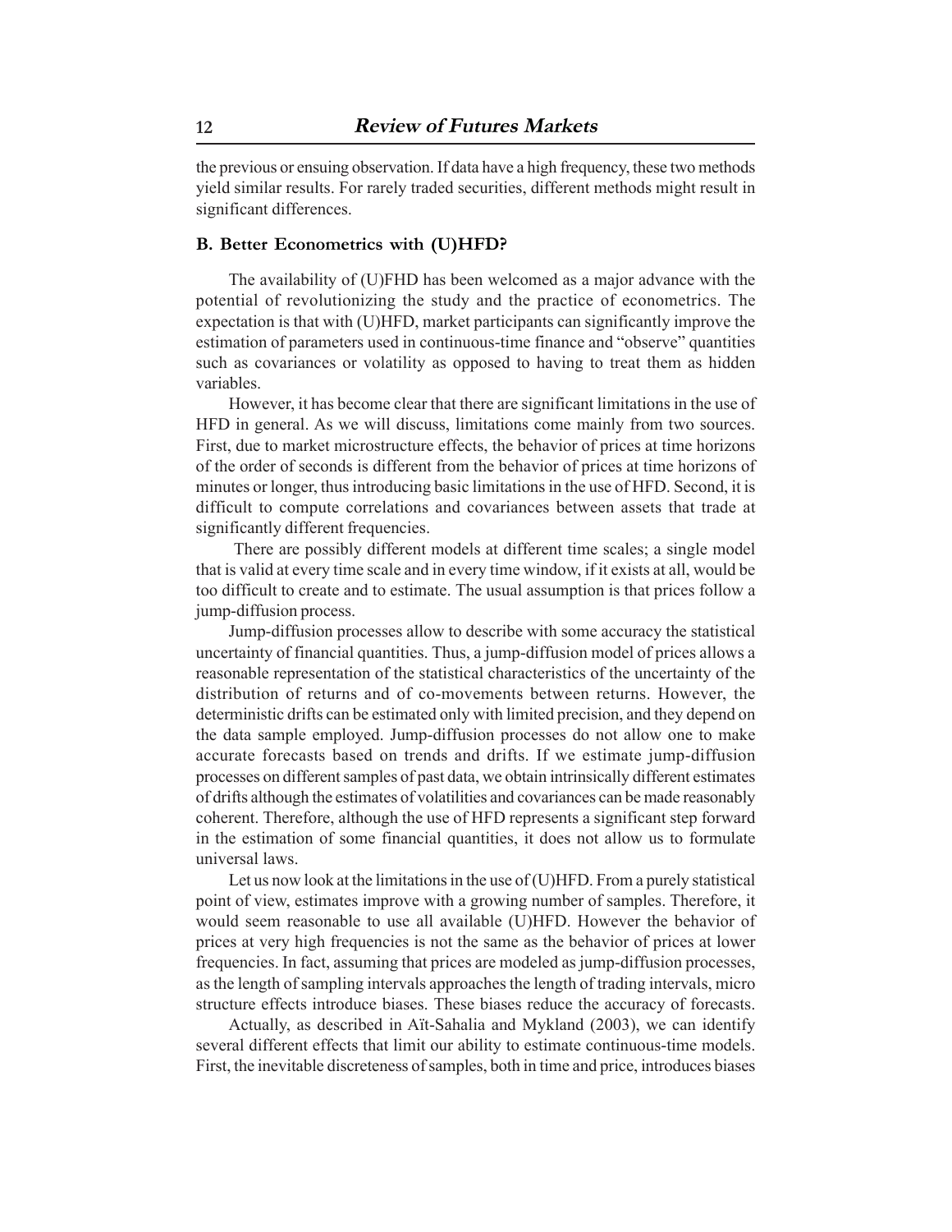the previous or ensuing observation. If data have a high frequency, these two methods yield similar results. For rarely traded securities, different methods might result in significant differences.

### B. Better Econometrics with (U)HFD?

The availability of (U)FHD has been welcomed as a major advance with the potential of revolutionizing the study and the practice of econometrics. The expectation is that with (U)HFD, market participants can significantly improve the estimation of parameters used in continuous-time finance and "observe" quantities such as covariances or volatility as opposed to having to treat them as hidden variables.

However, it has become clear that there are significant limitations in the use of HFD in general. As we will discuss, limitations come mainly from two sources. First, due to market microstructure effects, the behavior of prices at time horizons of the order of seconds is different from the behavior of prices at time horizons of minutes or longer, thus introducing basic limitations in the use of HFD. Second, it is difficult to compute correlations and covariances between assets that trade at significantly different frequencies.

There are possibly different models at different time scales; a single model that is valid at every time scale and in every time window, if it exists at all, would be too difficult to create and to estimate. The usual assumption is that prices follow a jump-diffusion process.

Jump-diffusion processes allow to describe with some accuracy the statistical uncertainty of financial quantities. Thus, a jump-diffusion model of prices allows a reasonable representation of the statistical characteristics of the uncertainty of the distribution of returns and of co-movements between returns. However, the deterministic drifts can be estimated only with limited precision, and they depend on the data sample employed. Jump-diffusion processes do not allow one to make accurate forecasts based on trends and drifts. If we estimate jump-diffusion processes on different samples of past data, we obtain intrinsically different estimates of drifts although the estimates of volatilities and covariances can be made reasonably coherent. Therefore, although the use of HFD represents a significant step forward in the estimation of some financial quantities, it does not allow us to formulate universal laws.

Let us now look at the limitations in the use of (U)HFD. From a purely statistical point of view, estimates improve with a growing number of samples. Therefore, it would seem reasonable to use all available (U)HFD. However the behavior of prices at very high frequencies is not the same as the behavior of prices at lower frequencies. In fact, assuming that prices are modeled as jump-diffusion processes, as the length of sampling intervals approaches the length of trading intervals, micro structure effects introduce biases. These biases reduce the accuracy of forecasts.

Actually, as described in Aït-Sahalia and Mykland (2003), we can identify several different effects that limit our ability to estimate continuous-time models. First, the inevitable discreteness of samples, both in time and price, introduces biases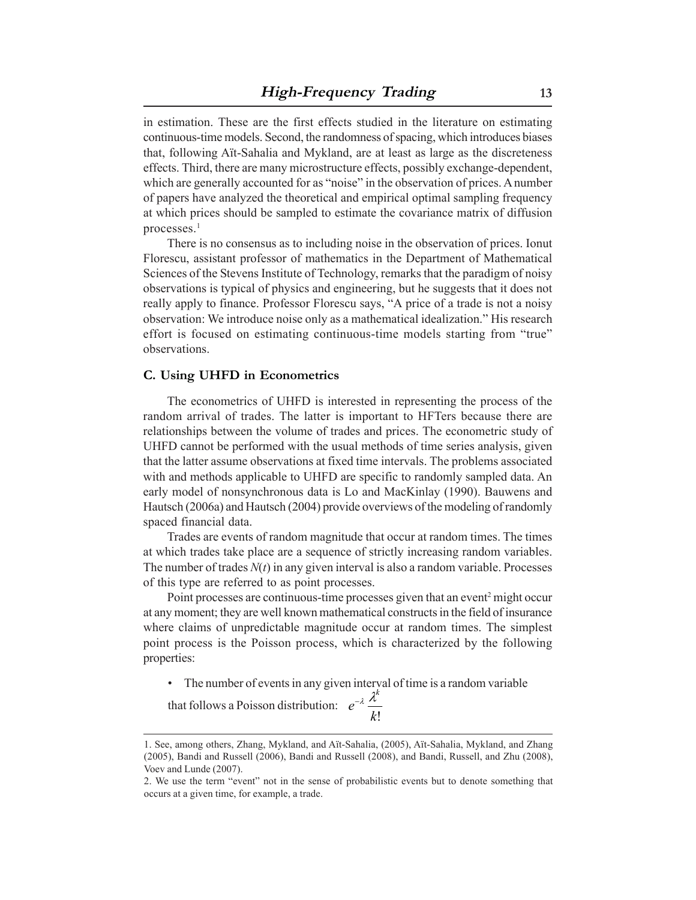in estimation. These are the first effects studied in the literature on estimating continuous-time models. Second, the randomness of spacing, which introduces biases that, following Aït-Sahalia and Mykland, are at least as large as the discreteness effects. Third, there are many microstructure effects, possibly exchange-dependent, which are generally accounted for as "noise" in the observation of prices. A number of papers have analyzed the theoretical and empirical optimal sampling frequency at which prices should be sampled to estimate the covariance matrix of diffusion processes.[1]

There is no consensus as to including noise in the observation of prices. Ionut Florescu, assistant professor of mathematics in the Department of Mathematical Sciences of the Stevens Institute of Technology, remarks that the paradigm of noisy observations is typical of physics and engineering, but he suggests that it does not really apply to finance. Professor Florescu says, "A price of a trade is not a noisy observation: We introduce noise only as a mathematical idealization." His research effort is focused on estimating continuous-time models starting from "true" observations.

### C. Using UHFD in Econometrics

The econometrics of UHFD is interested in representing the process of the random arrival of trades. The latter is important to HFTers because there are relationships between the volume of trades and prices. The econometric study of UHFD cannot be performed with the usual methods of time series analysis, given that the latter assume observations at fixed time intervals. The problems associated with and methods applicable to UHFD are specific to randomly sampled data. An early model of nonsynchronous data is Lo and MacKinlay (1990). Bauwens and Hautsch (2006a) and Hautsch (2004) provide overviews of the modeling of randomly spaced financial data.

Trades are events of random magnitude that occur at random times. The times at which trades take place are a sequence of strictly increasing random variables. The number of trades $N(t)$ in any given interval is also a random variable. Processes of this type are referred to as point processes.

Point processes are continuous-time processes given that an event[2] might occur at any moment; they are well known mathematical constructs in the field of insurance where claims of unpredictable magnitude occur at random times. The simplest point process is the Poisson process, which is characterized by the following properties:

- The number of events in any given interval of time is a random variable that follows a Poisson distribution: $e^{-\lambda}\dfrac{\lambda^k}{k!}$

---

1. See, among others, Zhang, Mykland, and Aït-Sahalia, (2005), Aït-Sahalia, Mykland, and Zhang (2005), Bandi and Russell (2006), Bandi and Russell (2008), and Bandi, Russell, and Zhu (2008), Voev and Lunde (2007).

2. We use the term "event" not in the sense of probabilistic events but to denote something that occurs at a given time, for example, a trade.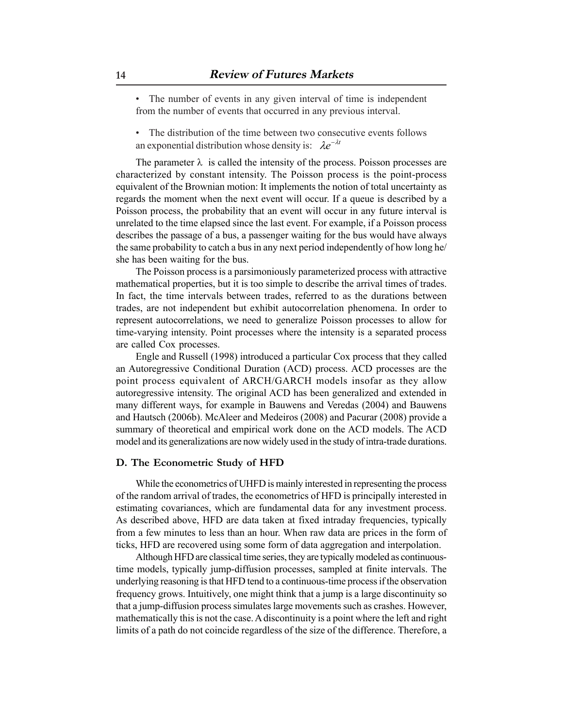- The number of events in any given interval of time is independent from the number of events that occurred in any previous interval.

- The distribution of the time between two consecutive events follows an exponential distribution whose density is: $\lambda e^{-\lambda t}$

The parameter $\lambda$ is called the intensity of the process. Poisson processes are characterized by constant intensity. The Poisson process is the point-process equivalent of the Brownian motion: It implements the notion of total uncertainty as regards the moment when the next event will occur. If a queue is described by a Poisson process, the probability that an event will occur in any future interval is unrelated to the time elapsed since the last event. For example, if a Poisson process describes the passage of a bus, a passenger waiting for the bus would have always the same probability to catch a bus in any next period independently of how long he/she has been waiting for the bus.

The Poisson process is a parsimoniously parameterized process with attractive mathematical properties, but it is too simple to describe the arrival times of trades. In fact, the time intervals between trades, referred to as the durations between trades, are not independent but exhibit autocorrelation phenomena. In order to represent autocorrelations, we need to generalize Poisson processes to allow for time-varying intensity. Point processes where the intensity is a separated process are called Cox processes.

Engle and Russell (1998) introduced a particular Cox process that they called an Autoregressive Conditional Duration (ACD) process. ACD processes are the point process equivalent of ARCH/GARCH models insofar as they allow autoregressive intensity. The original ACD has been generalized and extended in many different ways, for example in Bauwens and Veredas (2004) and Bauwens and Hautsch (2006b). McAleer and Medeiros (2008) and Pacurar (2008) provide a summary of theoretical and empirical work done on the ACD models. The ACD model and its generalizations are now widely used in the study of intra-trade durations.

### D. The Econometric Study of HFD

While the econometrics of UHFD is mainly interested in representing the process of the random arrival of trades, the econometrics of HFD is principally interested in estimating covariances, which are fundamental data for any investment process. As described above, HFD are data taken at fixed intraday frequencies, typically from a few minutes to less than an hour. When raw data are prices in the form of ticks, HFD are recovered using some form of data aggregation and interpolation.

Although HFD are classical time series, they are typically modeled as continuous-time models, typically jump-diffusion processes, sampled at finite intervals. The underlying reasoning is that HFD tend to a continuous-time process if the observation frequency grows. Intuitively, one might think that a jump is a large discontinuity so that a jump-diffusion process simulates large movements such as crashes. However, mathematically this is not the case. A discontinuity is a point where the left and right limits of a path do not coincide regardless of the size of the difference. Therefore, a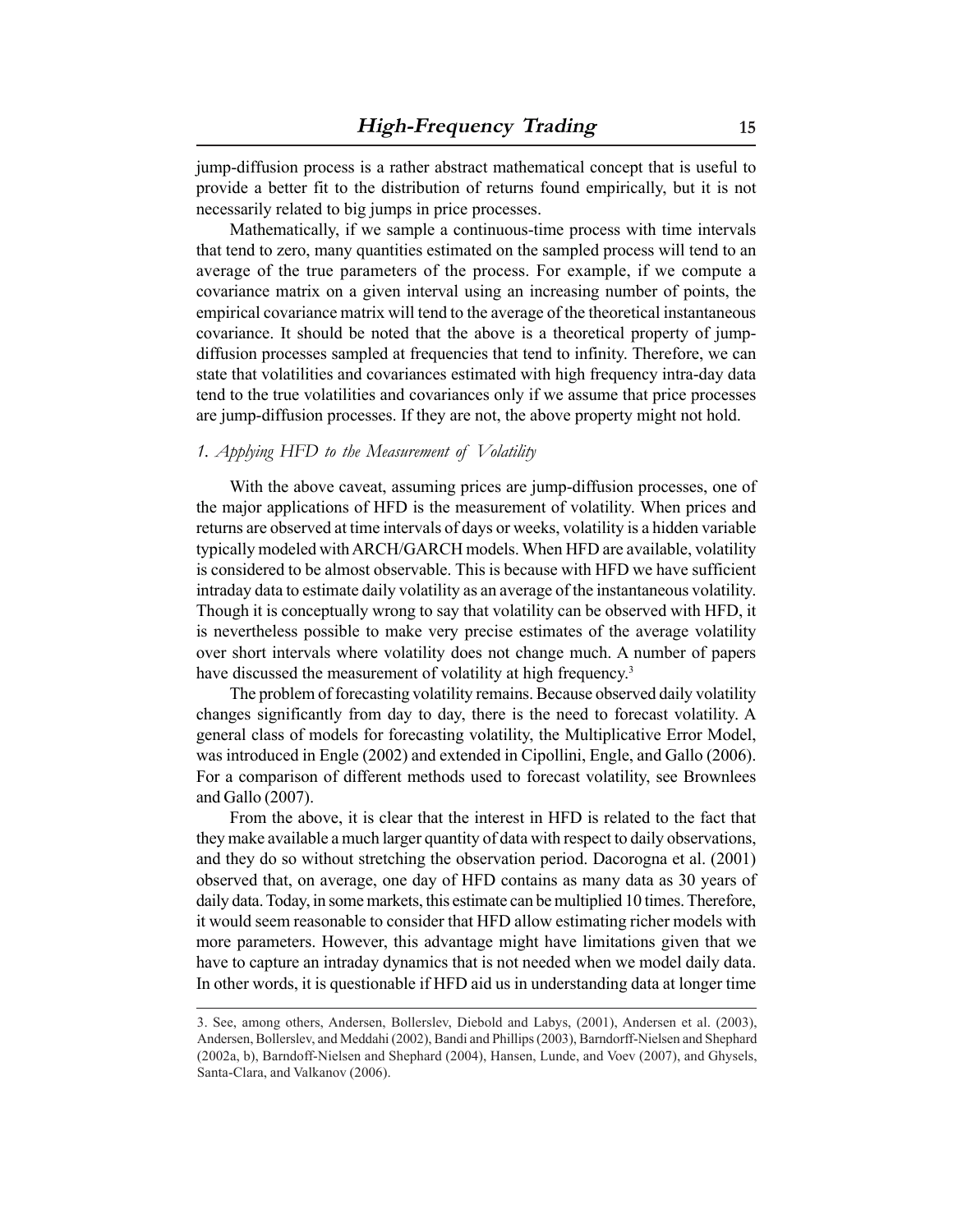jump-diffusion process is a rather abstract mathematical concept that is useful to provide a better fit to the distribution of returns found empirically, but it is not necessarily related to big jumps in price processes.

Mathematically, if we sample a continuous-time process with time intervals that tend to zero, many quantities estimated on the sampled process will tend to an average of the true parameters of the process. For example, if we compute a covariance matrix on a given interval using an increasing number of points, the empirical covariance matrix will tend to the average of the theoretical instantaneous covariance. It should be noted that the above is a theoretical property of jump-diffusion processes sampled at frequencies that tend to infinity. Therefore, we can state that volatilities and covariances estimated with high frequency intra-day data tend to the true volatilities and covariances only if we assume that price processes are jump-diffusion processes. If they are not, the above property might not hold.

### *1. Applying HFD to the Measurement of Volatility*

With the above caveat, assuming prices are jump-diffusion processes, one of the major applications of HFD is the measurement of volatility. When prices and returns are observed at time intervals of days or weeks, volatility is a hidden variable typically modeled with ARCH/GARCH models. When HFD are available, volatility is considered to be almost observable. This is because with HFD we have sufficient intraday data to estimate daily volatility as an average of the instantaneous volatility. Though it is conceptually wrong to say that volatility can be observed with HFD, it is nevertheless possible to make very precise estimates of the average volatility over short intervals where volatility does not change much. A number of papers have discussed the measurement of volatility at high frequency.[3]

The problem of forecasting volatility remains. Because observed daily volatility changes significantly from day to day, there is the need to forecast volatility. A general class of models for forecasting volatility, the Multiplicative Error Model, was introduced in Engle (2002) and extended in Cipollini, Engle, and Gallo (2006). For a comparison of different methods used to forecast volatility, see Brownlees and Gallo (2007).

From the above, it is clear that the interest in HFD is related to the fact that they make available a much larger quantity of data with respect to daily observations, and they do so without stretching the observation period. Dacorogna et al. (2001) observed that, on average, one day of HFD contains as many data as 30 years of daily data. Today, in some markets, this estimate can be multiplied 10 times. Therefore, it would seem reasonable to consider that HFD allow estimating richer models with more parameters. However, this advantage might have limitations given that we have to capture an intraday dynamics that is not needed when we model daily data. In other words, it is questionable if HFD aid us in understanding data at longer time

---

3. See, among others, Andersen, Bollerslev, Diebold and Labys, (2001), Andersen et al. (2003), Andersen, Bollerslev, and Meddahi (2002), Bandi and Phillips (2003), Barndorff-Nielsen and Shephard (2002a, b), Barndorff-Nielsen and Shephard (2004), Hansen, Lunde, and Voev (2007), and Ghysels, Santa-Clara, and Valkanov (2006).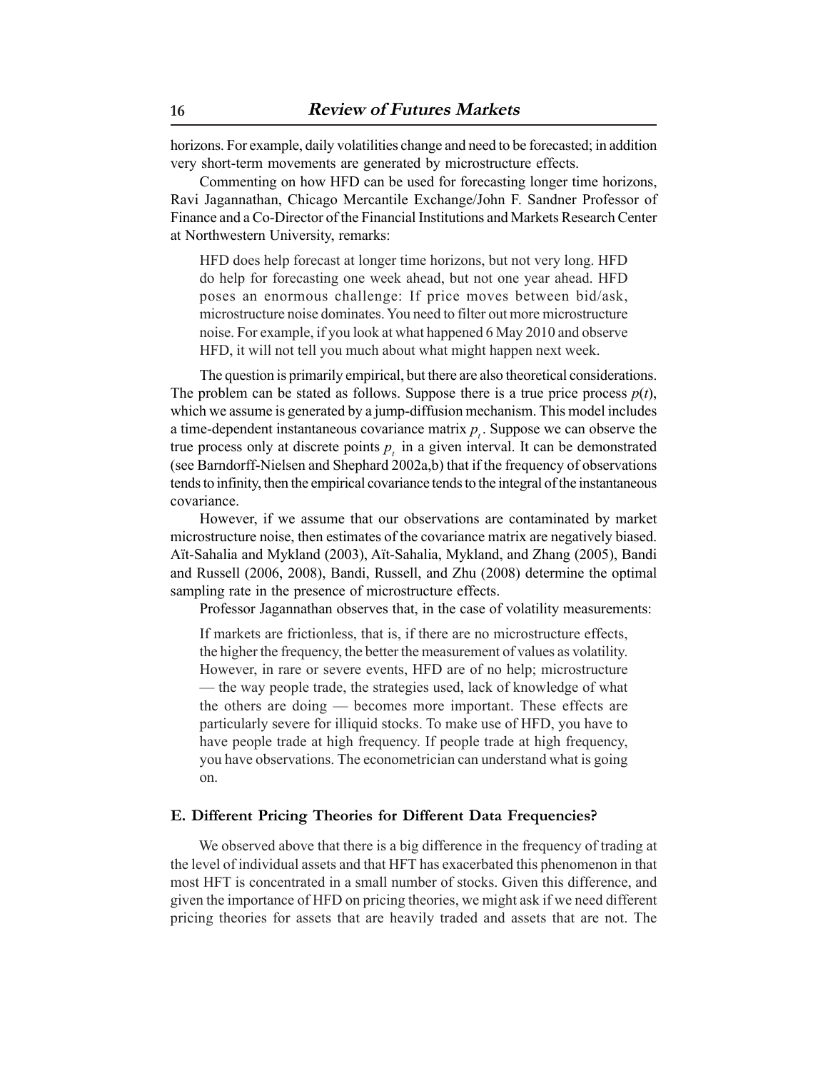horizons. For example, daily volatilities change and need to be forecasted; in addition very short-term movements are generated by microstructure effects.

Commenting on how HFD can be used for forecasting longer time horizons, Ravi Jagannathan, Chicago Mercantile Exchange/John F. Sandner Professor of Finance and a Co-Director of the Financial Institutions and Markets Research Center at Northwestern University, remarks:

> HFD does help forecast at longer time horizons, but not very long. HFD do help for forecasting one week ahead, but not one year ahead. HFD poses an enormous challenge: If price moves between bid/ask, microstructure noise dominates. You need to filter out more microstructure noise. For example, if you look at what happened 6 May 2010 and observe HFD, it will not tell you much about what might happen next week.

The question is primarily empirical, but there are also theoretical considerations. The problem can be stated as follows. Suppose there is a true price process $p(t)$, which we assume is generated by a jump-diffusion mechanism. This model includes a time-dependent instantaneous covariance matrix $p_t$. Suppose we can observe the true process only at discrete points $p_t$ in a given interval. It can be demonstrated (see Barndorff-Nielsen and Shephard 2002a,b) that if the frequency of observations tends to infinity, then the empirical covariance tends to the integral of the instantaneous covariance.

However, if we assume that our observations are contaminated by market microstructure noise, then estimates of the covariance matrix are negatively biased. Aït-Sahalia and Mykland (2003), Aït-Sahalia, Mykland, and Zhang (2005), Bandi and Russell (2006, 2008), Bandi, Russell, and Zhu (2008) determine the optimal sampling rate in the presence of microstructure effects.

Professor Jagannathan observes that, in the case of volatility measurements:

> If markets are frictionless, that is, if there are no microstructure effects, the higher the frequency, the better the measurement of values as volatility. However, in rare or severe events, HFD are of no help; microstructure — the way people trade, the strategies used, lack of knowledge of what the others are doing — becomes more important. These effects are particularly severe for illiquid stocks. To make use of HFD, you have to have people trade at high frequency. If people trade at high frequency, you have observations. The econometrician can understand what is going on.

### E. Different Pricing Theories for Different Data Frequencies?

We observed above that there is a big difference in the frequency of trading at the level of individual assets and that HFT has exacerbated this phenomenon in that most HFT is concentrated in a small number of stocks. Given this difference, and given the importance of HFD on pricing theories, we might ask if we need different pricing theories for assets that are heavily traded and assets that are not. The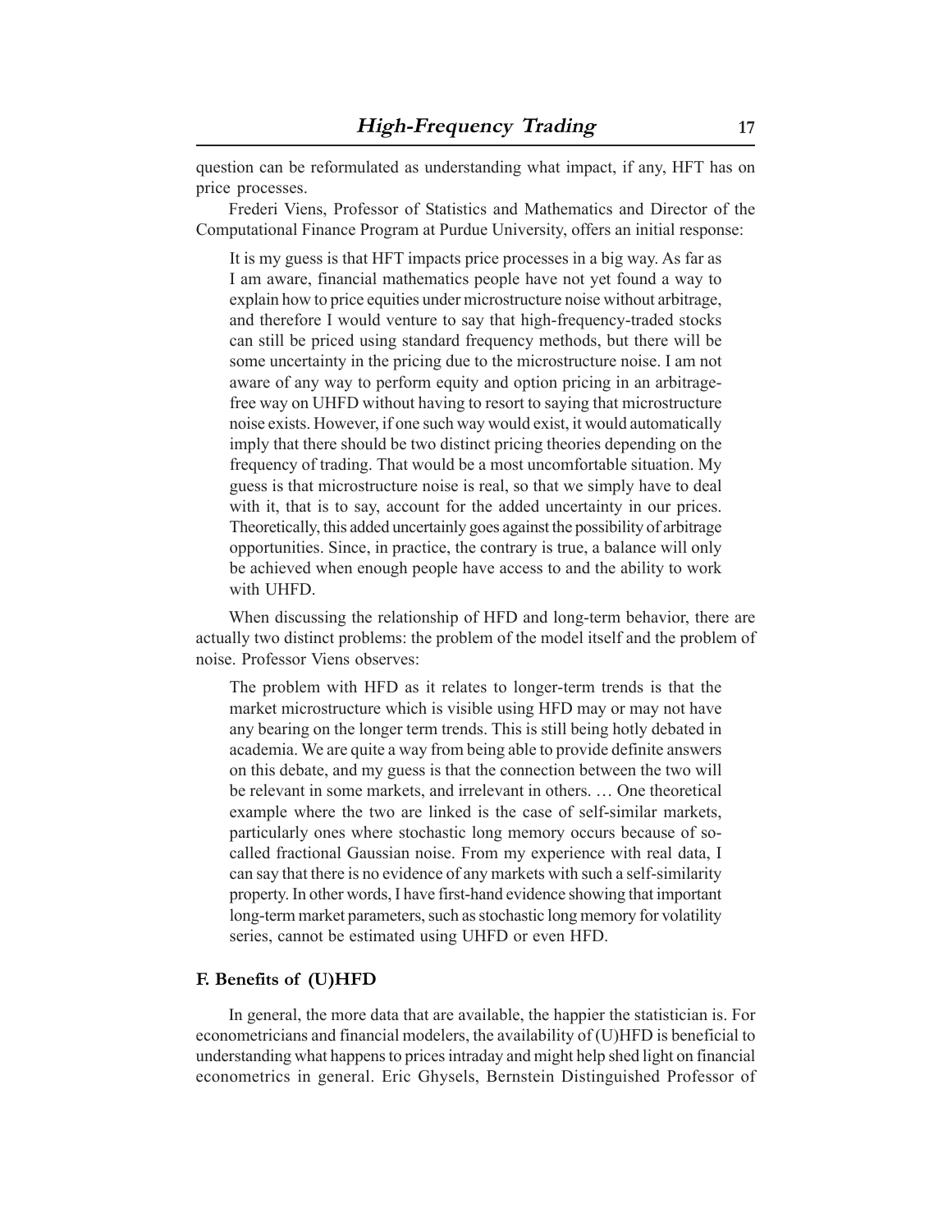question can be reformulated as understanding what impact, if any, HFT has on price processes.

Frederi Viens, Professor of Statistics and Mathematics and Director of the Computational Finance Program at Purdue University, offers an initial response:

> It is my guess is that HFT impacts price processes in a big way. As far as I am aware, financial mathematics people have not yet found a way to explain how to price equities under microstructure noise without arbitrage, and therefore I would venture to say that high-frequency-traded stocks can still be priced using standard frequency methods, but there will be some uncertainty in the pricing due to the microstructure noise. I am not aware of any way to perform equity and option pricing in an arbitrage-free way on UHFD without having to resort to saying that microstructure noise exists. However, if one such way would exist, it would automatically imply that there should be two distinct pricing theories depending on the frequency of trading. That would be a most uncomfortable situation. My guess is that microstructure noise is real, so that we simply have to deal with it, that is to say, account for the added uncertainty in our prices. Theoretically, this added uncertainly goes against the possibility of arbitrage opportunities. Since, in practice, the contrary is true, a balance will only be achieved when enough people have access to and the ability to work with UHFD.

When discussing the relationship of HFD and long-term behavior, there are actually two distinct problems: the problem of the model itself and the problem of noise. Professor Viens observes:

> The problem with HFD as it relates to longer-term trends is that the market microstructure which is visible using HFD may or may not have any bearing on the longer term trends. This is still being hotly debated in academia. We are quite a way from being able to provide definite answers on this debate, and my guess is that the connection between the two will be relevant in some markets, and irrelevant in others. … One theoretical example where the two are linked is the case of self-similar markets, particularly ones where stochastic long memory occurs because of so-called fractional Gaussian noise. From my experience with real data, I can say that there is no evidence of any markets with such a self-similarity property. In other words, I have first-hand evidence showing that important long-term market parameters, such as stochastic long memory for volatility series, cannot be estimated using UHFD or even HFD.

### F. Benefits of (U)HFD

In general, the more data that are available, the happier the statistician is. For econometricians and financial modelers, the availability of (U)HFD is beneficial to understanding what happens to prices intraday and might help shed light on financial econometrics in general. Eric Ghysels, Bernstein Distinguished Professor of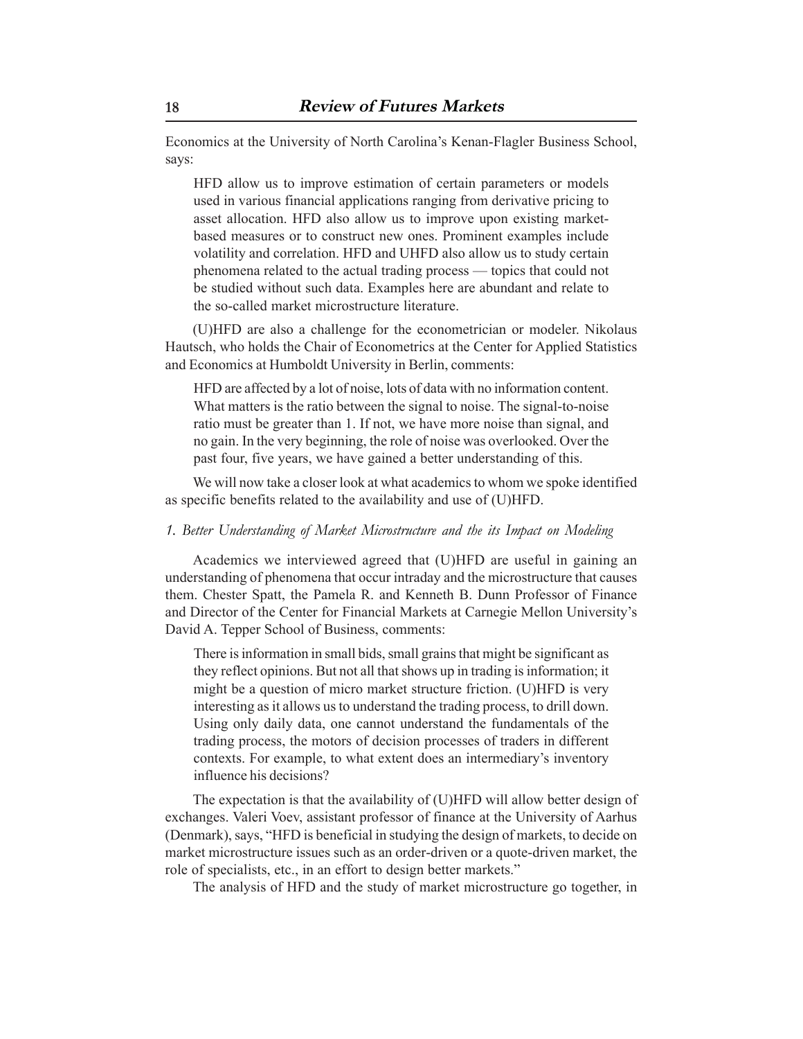Economics at the University of North Carolina's Kenan-Flagler Business School, says:

> HFD allow us to improve estimation of certain parameters or models used in various financial applications ranging from derivative pricing to asset allocation. HFD also allow us to improve upon existing market-based measures or to construct new ones. Prominent examples include volatility and correlation. HFD and UHFD also allow us to study certain phenomena related to the actual trading process — topics that could not be studied without such data. Examples here are abundant and relate to the so-called market microstructure literature.

(U)HFD are also a challenge for the econometrician or modeler. Nikolaus Hautsch, who holds the Chair of Econometrics at the Center for Applied Statistics and Economics at Humboldt University in Berlin, comments:

> HFD are affected by a lot of noise, lots of data with no information content. What matters is the ratio between the signal to noise. The signal-to-noise ratio must be greater than 1. If not, we have more noise than signal, and no gain. In the very beginning, the role of noise was overlooked. Over the past four, five years, we have gained a better understanding of this.

We will now take a closer look at what academics to whom we spoke identified as specific benefits related to the availability and use of (U)HFD.

### *1. Better Understanding of Market Microstructure and the its Impact on Modeling*

Academics we interviewed agreed that (U)HFD are useful in gaining an understanding of phenomena that occur intraday and the microstructure that causes them. Chester Spatt, the Pamela R. and Kenneth B. Dunn Professor of Finance and Director of the Center for Financial Markets at Carnegie Mellon University's David A. Tepper School of Business, comments:

> There is information in small bids, small grains that might be significant as they reflect opinions. But not all that shows up in trading is information; it might be a question of micro market structure friction. (U)HFD is very interesting as it allows us to understand the trading process, to drill down. Using only daily data, one cannot understand the fundamentals of the trading process, the motors of decision processes of traders in different contexts. For example, to what extent does an intermediary's inventory influence his decisions?

The expectation is that the availability of (U)HFD will allow better design of exchanges. Valeri Voev, assistant professor of finance at the University of Aarhus (Denmark), says, "HFD is beneficial in studying the design of markets, to decide on market microstructure issues such as an order-driven or a quote-driven market, the role of specialists, etc., in an effort to design better markets."

The analysis of HFD and the study of market microstructure go together, in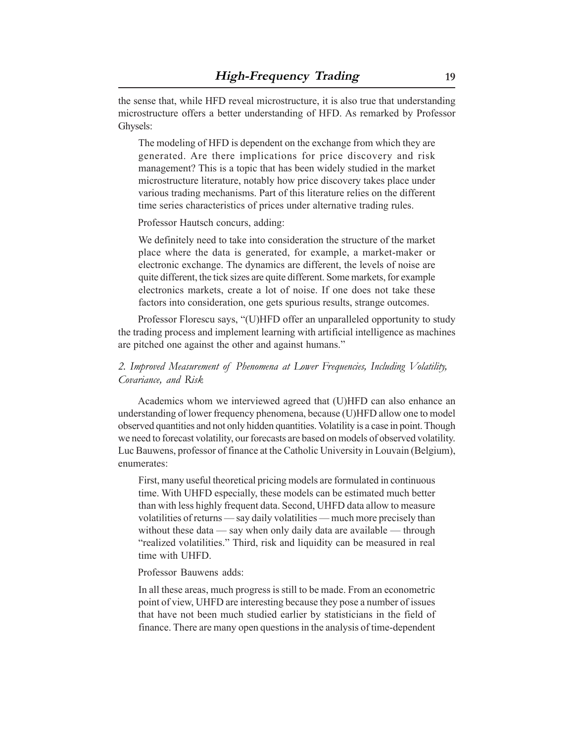the sense that, while HFD reveal microstructure, it is also true that understanding microstructure offers a better understanding of HFD. As remarked by Professor Ghysels:

> The modeling of HFD is dependent on the exchange from which they are generated. Are there implications for price discovery and risk management? This is a topic that has been widely studied in the market microstructure literature, notably how price discovery takes place under various trading mechanisms. Part of this literature relies on the different time series characteristics of prices under alternative trading rules.

Professor Hautsch concurs, adding:

> We definitely need to take into consideration the structure of the market place where the data is generated, for example, a market-maker or electronic exchange. The dynamics are different, the levels of noise are quite different, the tick sizes are quite different. Some markets, for example electronics markets, create a lot of noise. If one does not take these factors into consideration, one gets spurious results, strange outcomes.

Professor Florescu says, "(U)HFD offer an unparalleled opportunity to study the trading process and implement learning with artificial intelligence as machines are pitched one against the other and against humans."

### *2. Improved Measurement of Phenomena at Lower Frequencies, Including Volatility, Covariance, and Risk*

Academics whom we interviewed agreed that (U)HFD can also enhance an understanding of lower frequency phenomena, because (U)HFD allow one to model observed quantities and not only hidden quantities. Volatility is a case in point. Though we need to forecast volatility, our forecasts are based on models of observed volatility. Luc Bauwens, professor of finance at the Catholic University in Louvain (Belgium), enumerates:

> First, many useful theoretical pricing models are formulated in continuous time. With UHFD especially, these models can be estimated much better than with less highly frequent data. Second, UHFD data allow to measure volatilities of returns — say daily volatilities — much more precisely than without these data — say when only daily data are available — through "realized volatilities." Third, risk and liquidity can be measured in real time with UHFD.

Professor Bauwens adds:

> In all these areas, much progress is still to be made. From an econometric point of view, UHFD are interesting because they pose a number of issues that have not been much studied earlier by statisticians in the field of finance. There are many open questions in the analysis of time-dependent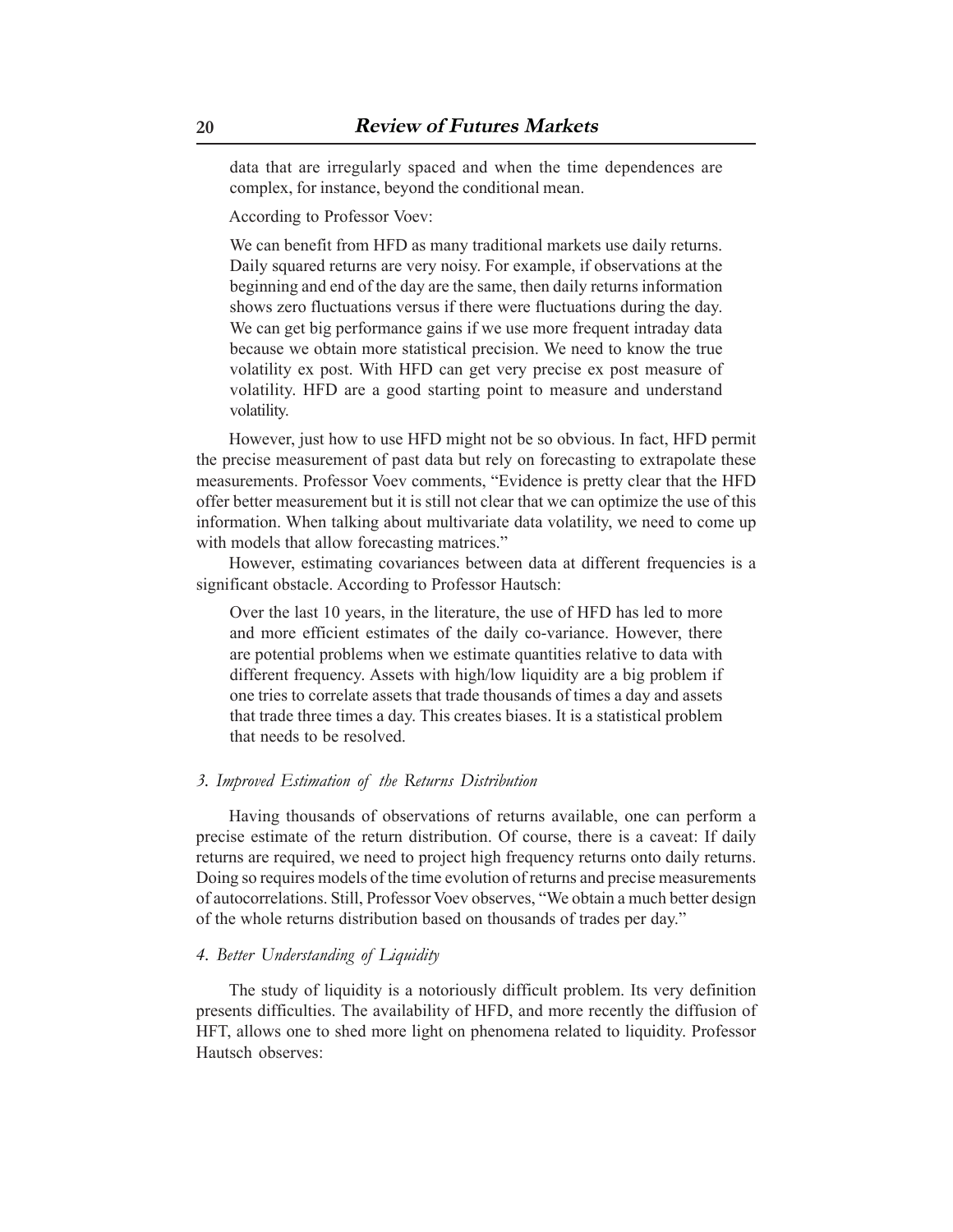data that are irregularly spaced and when the time dependences are complex, for instance, beyond the conditional mean.

According to Professor Voev:

> We can benefit from HFD as many traditional markets use daily returns. Daily squared returns are very noisy. For example, if observations at the beginning and end of the day are the same, then daily returns information shows zero fluctuations versus if there were fluctuations during the day. We can get big performance gains if we use more frequent intraday data because we obtain more statistical precision. We need to know the true volatility ex post. With HFD can get very precise ex post measure of volatility. HFD are a good starting point to measure and understand volatility.

However, just how to use HFD might not be so obvious. In fact, HFD permit the precise measurement of past data but rely on forecasting to extrapolate these measurements. Professor Voev comments, "Evidence is pretty clear that the HFD offer better measurement but it is still not clear that we can optimize the use of this information. When talking about multivariate data volatility, we need to come up with models that allow forecasting matrices."

However, estimating covariances between data at different frequencies is a significant obstacle. According to Professor Hautsch:

> Over the last 10 years, in the literature, the use of HFD has led to more and more efficient estimates of the daily co-variance. However, there are potential problems when we estimate quantities relative to data with different frequency. Assets with high/low liquidity are a big problem if one tries to correlate assets that trade thousands of times a day and assets that trade three times a day. This creates biases. It is a statistical problem that needs to be resolved.

### *3. Improved Estimation of the Returns Distribution*

Having thousands of observations of returns available, one can perform a precise estimate of the return distribution. Of course, there is a caveat: If daily returns are required, we need to project high frequency returns onto daily returns. Doing so requires models of the time evolution of returns and precise measurements of autocorrelations. Still, Professor Voev observes, "We obtain a much better design of the whole returns distribution based on thousands of trades per day."

### *4. Better Understanding of Liquidity*

The study of liquidity is a notoriously difficult problem. Its very definition presents difficulties. The availability of HFD, and more recently the diffusion of HFT, allows one to shed more light on phenomena related to liquidity. Professor Hautsch observes: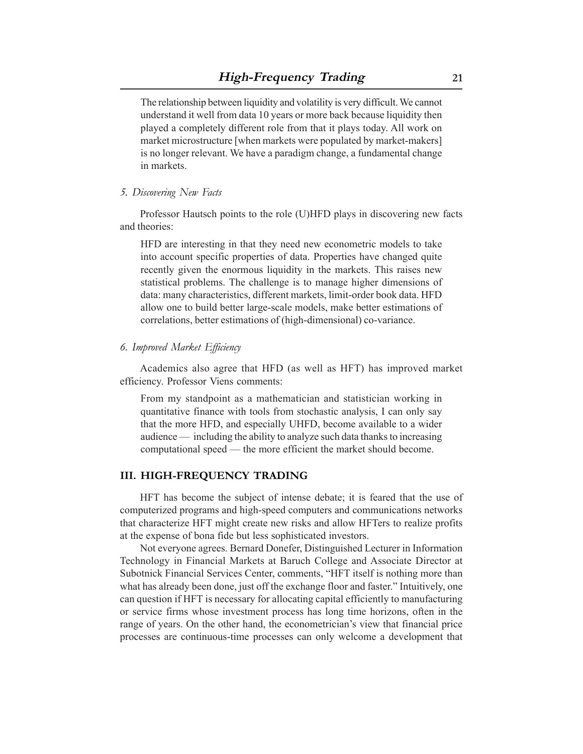> The relationship between liquidity and volatility is very difficult. We cannot understand it well from data 10 years or more back because liquidity then played a completely different role from that it plays today. All work on market microstructure [when markets were populated by market-makers] is no longer relevant. We have a paradigm change, a fundamental change in markets.

### 5. *Discovering New Facts*

Professor Hautsch points to the role (U)HFD plays in discovering new facts and theories:

> HFD are interesting in that they need new econometric models to take into account specific properties of data. Properties have changed quite recently given the enormous liquidity in the markets. This raises new statistical problems. The challenge is to manage higher dimensions of data: many characteristics, different markets, limit-order book data. HFD allow one to build better large-scale models, make better estimations of correlations, better estimations of (high-dimensional) co-variance.

### 6. *Improved Market Efficiency*

Academics also agree that HFD (as well as HFT) has improved market efficiency. Professor Viens comments:

> From my standpoint as a mathematician and statistician working in quantitative finance with tools from stochastic analysis, I can only say that the more HFD, and especially UHFD, become available to a wider audience — including the ability to analyze such data thanks to increasing computational speed — the more efficient the market should become.

## III. HIGH-FREQUENCY TRADING

HFT has become the subject of intense debate; it is feared that the use of computerized programs and high-speed computers and communications networks that characterize HFT might create new risks and allow HFTers to realize profits at the expense of bona fide but less sophisticated investors.

Not everyone agrees. Bernard Donefer, Distinguished Lecturer in Information Technology in Financial Markets at Baruch College and Associate Director at Subotnick Financial Services Center, comments, "HFT itself is nothing more than what has already been done, just off the exchange floor and faster." Intuitively, one can question if HFT is necessary for allocating capital efficiently to manufacturing or service firms whose investment process has long time horizons, often in the range of years. On the other hand, the econometrician's view that financial price processes are continuous-time processes can only welcome a development that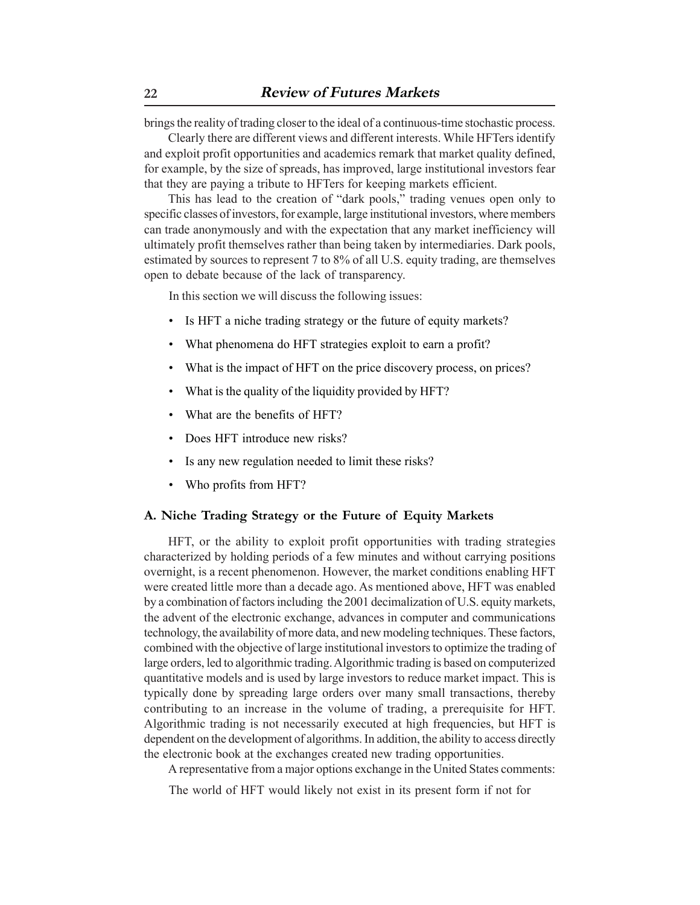brings the reality of trading closer to the ideal of a continuous-time stochastic process.

Clearly there are different views and different interests. While HFTers identify and exploit profit opportunities and academics remark that market quality defined, for example, by the size of spreads, has improved, large institutional investors fear that they are paying a tribute to HFTers for keeping markets efficient.

This has lead to the creation of "dark pools," trading venues open only to specific classes of investors, for example, large institutional investors, where members can trade anonymously and with the expectation that any market inefficiency will ultimately profit themselves rather than being taken by intermediaries. Dark pools, estimated by sources to represent 7 to 8% of all U.S. equity trading, are themselves open to debate because of the lack of transparency.

In this section we will discuss the following issues:

- Is HFT a niche trading strategy or the future of equity markets?
- What phenomena do HFT strategies exploit to earn a profit?
- What is the impact of HFT on the price discovery process, on prices?
- What is the quality of the liquidity provided by HFT?
- What are the benefits of HFT?
- Does HFT introduce new risks?
- Is any new regulation needed to limit these risks?
- Who profits from HFT?

### A. Niche Trading Strategy or the Future of Equity Markets

HFT, or the ability to exploit profit opportunities with trading strategies characterized by holding periods of a few minutes and without carrying positions overnight, is a recent phenomenon. However, the market conditions enabling HFT were created little more than a decade ago. As mentioned above, HFT was enabled by a combination of factors including the 2001 decimalization of U.S. equity markets, the advent of the electronic exchange, advances in computer and communications technology, the availability of more data, and new modeling techniques. These factors, combined with the objective of large institutional investors to optimize the trading of large orders, led to algorithmic trading. Algorithmic trading is based on computerized quantitative models and is used by large investors to reduce market impact. This is typically done by spreading large orders over many small transactions, thereby contributing to an increase in the volume of trading, a prerequisite for HFT. Algorithmic trading is not necessarily executed at high frequencies, but HFT is dependent on the development of algorithms. In addition, the ability to access directly the electronic book at the exchanges created new trading opportunities.

A representative from a major options exchange in the United States comments:

> The world of HFT would likely not exist in its present form if not for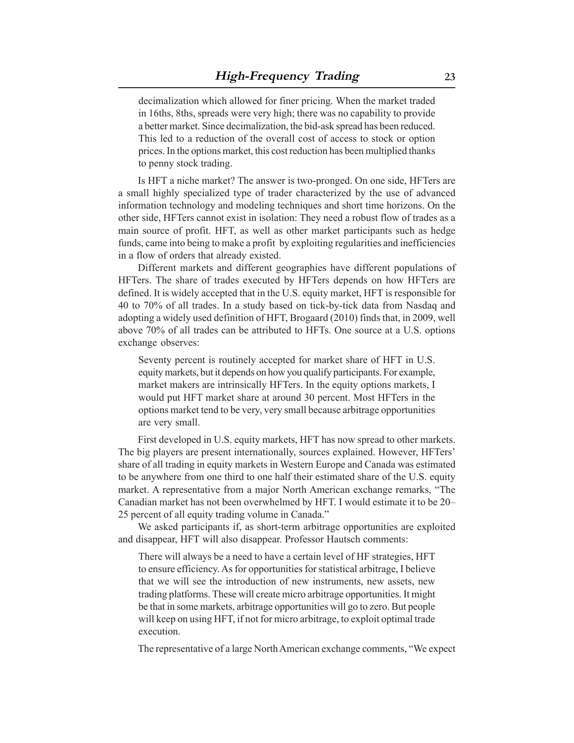decimalization which allowed for finer pricing. When the market traded in 16ths, 8ths, spreads were very high; there was no capability to provide a better market. Since decimalization, the bid-ask spread has been reduced. This led to a reduction of the overall cost of access to stock or option prices. In the options market, this cost reduction has been multiplied thanks to penny stock trading.

Is HFT a niche market? The answer is two-pronged. On one side, HFTers are a small highly specialized type of trader characterized by the use of advanced information technology and modeling techniques and short time horizons. On the other side, HFTers cannot exist in isolation: They need a robust flow of trades as a main source of profit. HFT, as well as other market participants such as hedge funds, came into being to make a profit by exploiting regularities and inefficiencies in a flow of orders that already existed.

Different markets and different geographies have different populations of HFTers. The share of trades executed by HFTers depends on how HFTers are defined. It is widely accepted that in the U.S. equity market, HFT is responsible for 40 to 70% of all trades. In a study based on tick-by-tick data from Nasdaq and adopting a widely used definition of HFT, Brogaard (2010) finds that, in 2009, well above 70% of all trades can be attributed to HFTs. One source at a U.S. options exchange observes:

> Seventy percent is routinely accepted for market share of HFT in U.S. equity markets, but it depends on how you qualify participants. For example, market makers are intrinsically HFTers. In the equity options markets, I would put HFT market share at around 30 percent. Most HFTers in the options market tend to be very, very small because arbitrage opportunities are very small.

First developed in U.S. equity markets, HFT has now spread to other markets. The big players are present internationally, sources explained. However, HFTers' share of all trading in equity markets in Western Europe and Canada was estimated to be anywhere from one third to one half their estimated share of the U.S. equity market. A representative from a major North American exchange remarks, "The Canadian market has not been overwhelmed by HFT. I would estimate it to be 20–25 percent of all equity trading volume in Canada."

We asked participants if, as short-term arbitrage opportunities are exploited and disappear, HFT will also disappear. Professor Hautsch comments:

> There will always be a need to have a certain level of HF strategies, HFT to ensure efficiency. As for opportunities for statistical arbitrage, I believe that we will see the introduction of new instruments, new assets, new trading platforms. These will create micro arbitrage opportunities. It might be that in some markets, arbitrage opportunities will go to zero. But people will keep on using HFT, if not for micro arbitrage, to exploit optimal trade execution.

The representative of a large North American exchange comments, "We expect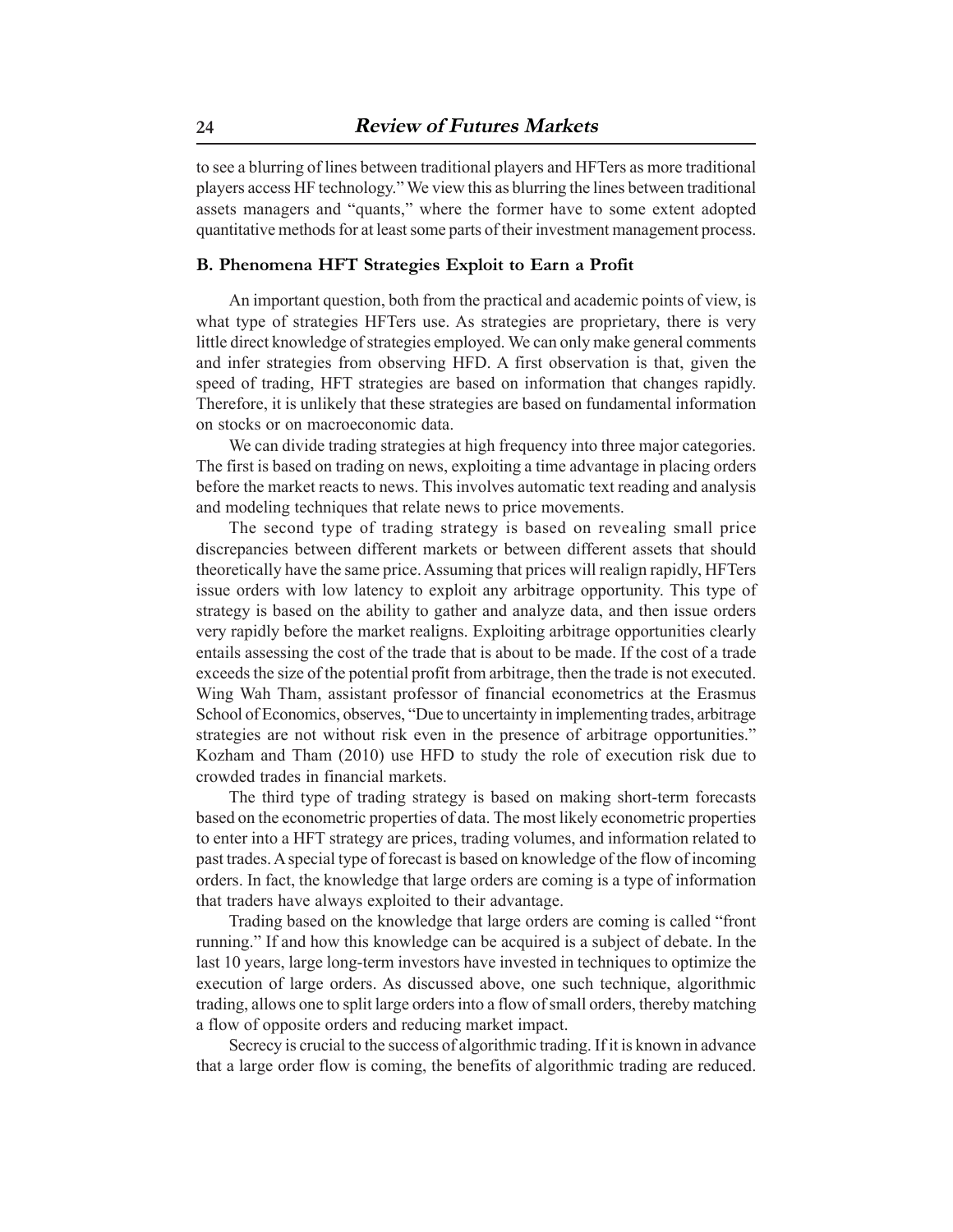to see a blurring of lines between traditional players and HFTers as more traditional players access HF technology." We view this as blurring the lines between traditional assets managers and "quants," where the former have to some extent adopted quantitative methods for at least some parts of their investment management process.

### B. Phenomena HFT Strategies Exploit to Earn a Profit

An important question, both from the practical and academic points of view, is what type of strategies HFTers use. As strategies are proprietary, there is very little direct knowledge of strategies employed. We can only make general comments and infer strategies from observing HFD. A first observation is that, given the speed of trading, HFT strategies are based on information that changes rapidly. Therefore, it is unlikely that these strategies are based on fundamental information on stocks or on macroeconomic data.

We can divide trading strategies at high frequency into three major categories. The first is based on trading on news, exploiting a time advantage in placing orders before the market reacts to news. This involves automatic text reading and analysis and modeling techniques that relate news to price movements.

The second type of trading strategy is based on revealing small price discrepancies between different markets or between different assets that should theoretically have the same price. Assuming that prices will realign rapidly, HFTers issue orders with low latency to exploit any arbitrage opportunity. This type of strategy is based on the ability to gather and analyze data, and then issue orders very rapidly before the market realigns. Exploiting arbitrage opportunities clearly entails assessing the cost of the trade that is about to be made. If the cost of a trade exceeds the size of the potential profit from arbitrage, then the trade is not executed. Wing Wah Tham, assistant professor of financial econometrics at the Erasmus School of Economics, observes, "Due to uncertainty in implementing trades, arbitrage strategies are not without risk even in the presence of arbitrage opportunities." Kozham and Tham (2010) use HFD to study the role of execution risk due to crowded trades in financial markets.

The third type of trading strategy is based on making short-term forecasts based on the econometric properties of data. The most likely econometric properties to enter into a HFT strategy are prices, trading volumes, and information related to past trades. A special type of forecast is based on knowledge of the flow of incoming orders. In fact, the knowledge that large orders are coming is a type of information that traders have always exploited to their advantage.

Trading based on the knowledge that large orders are coming is called "front running." If and how this knowledge can be acquired is a subject of debate. In the last 10 years, large long-term investors have invested in techniques to optimize the execution of large orders. As discussed above, one such technique, algorithmic trading, allows one to split large orders into a flow of small orders, thereby matching a flow of opposite orders and reducing market impact.

Secrecy is crucial to the success of algorithmic trading. If it is known in advance that a large order flow is coming, the benefits of algorithmic trading are reduced.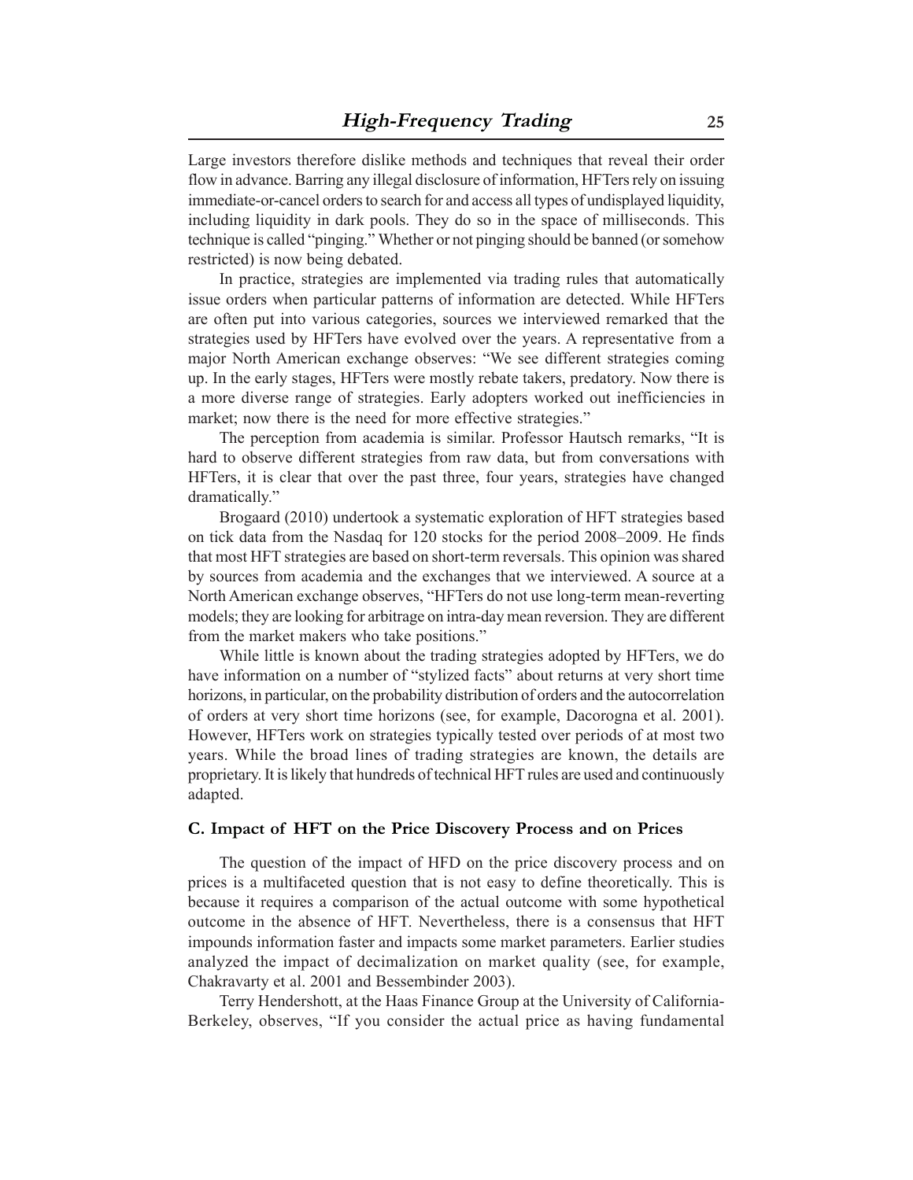Large investors therefore dislike methods and techniques that reveal their order flow in advance. Barring any illegal disclosure of information, HFTers rely on issuing immediate-or-cancel orders to search for and access all types of undisplayed liquidity, including liquidity in dark pools. They do so in the space of milliseconds. This technique is called "pinging." Whether or not pinging should be banned (or somehow restricted) is now being debated.

In practice, strategies are implemented via trading rules that automatically issue orders when particular patterns of information are detected. While HFTers are often put into various categories, sources we interviewed remarked that the strategies used by HFTers have evolved over the years. A representative from a major North American exchange observes: "We see different strategies coming up. In the early stages, HFTers were mostly rebate takers, predatory. Now there is a more diverse range of strategies. Early adopters worked out inefficiencies in market; now there is the need for more effective strategies."

The perception from academia is similar. Professor Hautsch remarks, "It is hard to observe different strategies from raw data, but from conversations with HFTers, it is clear that over the past three, four years, strategies have changed dramatically."

Brogaard (2010) undertook a systematic exploration of HFT strategies based on tick data from the Nasdaq for 120 stocks for the period 2008–2009. He finds that most HFT strategies are based on short-term reversals. This opinion was shared by sources from academia and the exchanges that we interviewed. A source at a North American exchange observes, "HFTers do not use long-term mean-reverting models; they are looking for arbitrage on intra-day mean reversion. They are different from the market makers who take positions."

While little is known about the trading strategies adopted by HFTers, we do have information on a number of "stylized facts" about returns at very short time horizons, in particular, on the probability distribution of orders and the autocorrelation of orders at very short time horizons (see, for example, Dacorogna et al. 2001). However, HFTers work on strategies typically tested over periods of at most two years. While the broad lines of trading strategies are known, the details are proprietary. It is likely that hundreds of technical HFT rules are used and continuously adapted.

### C. Impact of HFT on the Price Discovery Process and on Prices

The question of the impact of HFD on the price discovery process and on prices is a multifaceted question that is not easy to define theoretically. This is because it requires a comparison of the actual outcome with some hypothetical outcome in the absence of HFT. Nevertheless, there is a consensus that HFT impounds information faster and impacts some market parameters. Earlier studies analyzed the impact of decimalization on market quality (see, for example, Chakravarty et al. 2001 and Bessembinder 2003).

Terry Hendershott, at the Haas Finance Group at the University of California-Berkeley, observes, "If you consider the actual price as having fundamental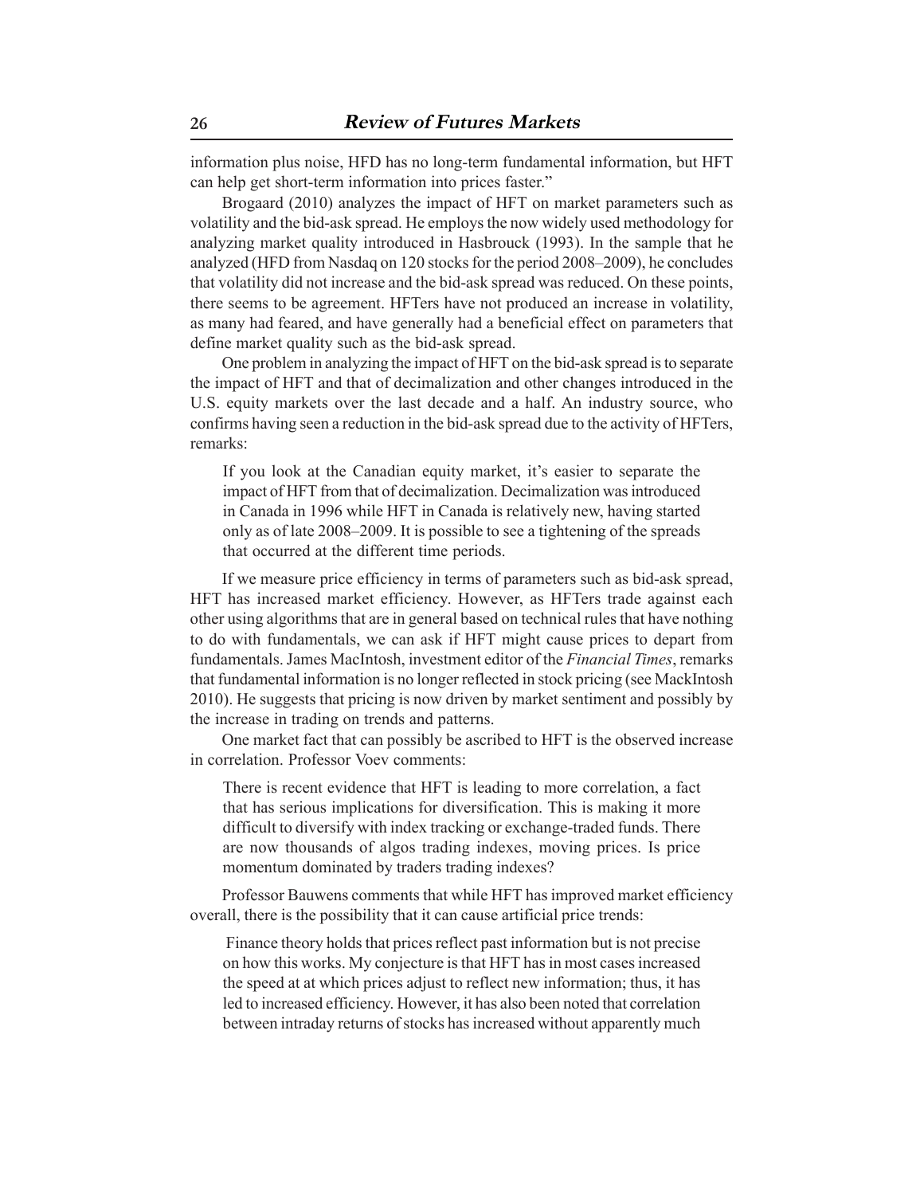information plus noise, HFD has no long-term fundamental information, but HFT can help get short-term information into prices faster."

Brogaard (2010) analyzes the impact of HFT on market parameters such as volatility and the bid-ask spread. He employs the now widely used methodology for analyzing market quality introduced in Hasbrouck (1993). In the sample that he analyzed (HFD from Nasdaq on 120 stocks for the period 2008–2009), he concludes that volatility did not increase and the bid-ask spread was reduced. On these points, there seems to be agreement. HFTers have not produced an increase in volatility, as many had feared, and have generally had a beneficial effect on parameters that define market quality such as the bid-ask spread.

One problem in analyzing the impact of HFT on the bid-ask spread is to separate the impact of HFT and that of decimalization and other changes introduced in the U.S. equity markets over the last decade and a half. An industry source, who confirms having seen a reduction in the bid-ask spread due to the activity of HFTers, remarks:

> If you look at the Canadian equity market, it's easier to separate the impact of HFT from that of decimalization. Decimalization was introduced in Canada in 1996 while HFT in Canada is relatively new, having started only as of late 2008–2009. It is possible to see a tightening of the spreads that occurred at the different time periods.

If we measure price efficiency in terms of parameters such as bid-ask spread, HFT has increased market efficiency. However, as HFTers trade against each other using algorithms that are in general based on technical rules that have nothing to do with fundamentals, we can ask if HFT might cause prices to depart from fundamentals. James MacIntosh, investment editor of the *Financial Times*, remarks that fundamental information is no longer reflected in stock pricing (see MackIntosh 2010). He suggests that pricing is now driven by market sentiment and possibly by the increase in trading on trends and patterns.

One market fact that can possibly be ascribed to HFT is the observed increase in correlation. Professor Voev comments:

> There is recent evidence that HFT is leading to more correlation, a fact that has serious implications for diversification. This is making it more difficult to diversify with index tracking or exchange-traded funds. There are now thousands of algos trading indexes, moving prices. Is price momentum dominated by traders trading indexes?

Professor Bauwens comments that while HFT has improved market efficiency overall, there is the possibility that it can cause artificial price trends:

> Finance theory holds that prices reflect past information but is not precise on how this works. My conjecture is that HFT has in most cases increased the speed at at which prices adjust to reflect new information; thus, it has led to increased efficiency. However, it has also been noted that correlation between intraday returns of stocks has increased without apparently much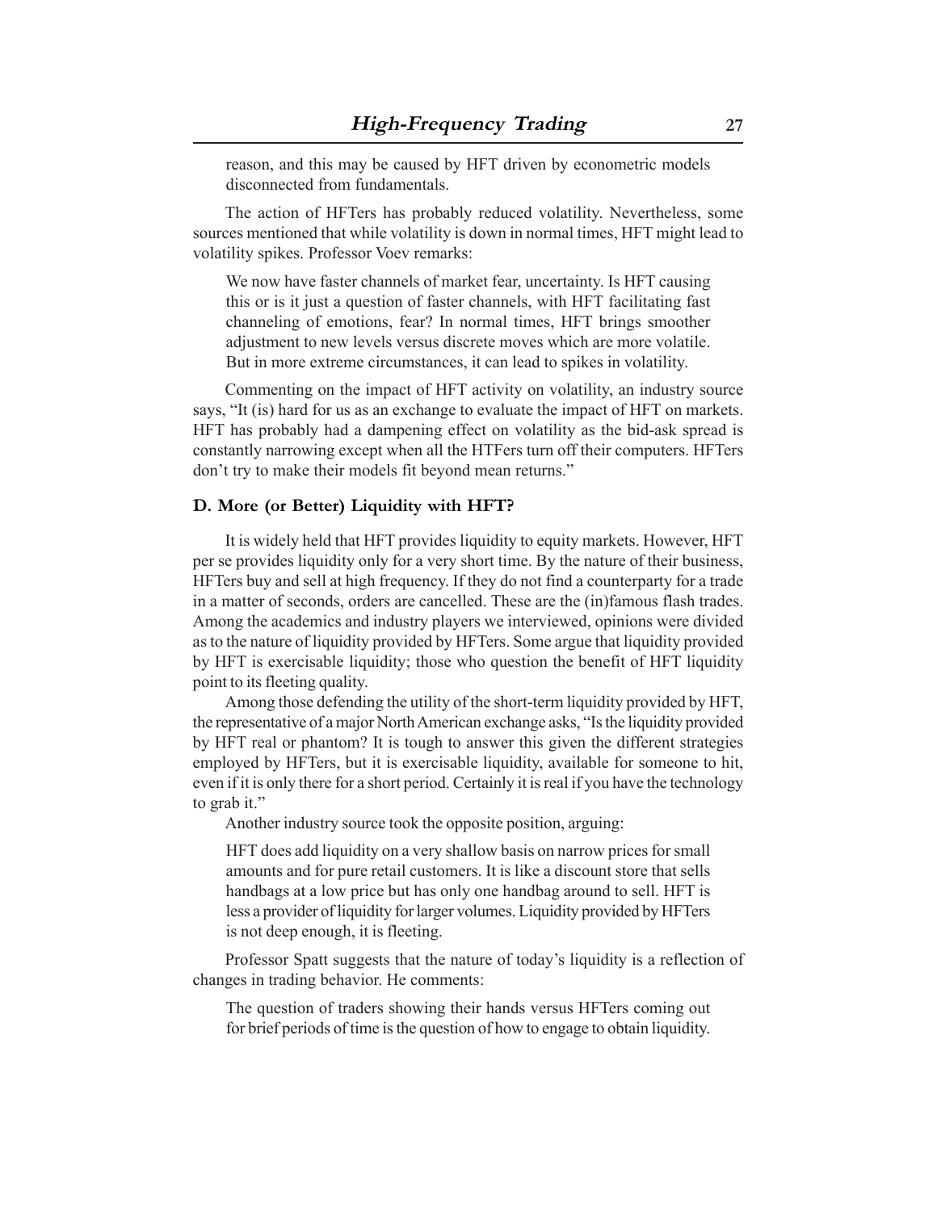> reason, and this may be caused by HFT driven by econometric models disconnected from fundamentals.

The action of HFTers has probably reduced volatility. Nevertheless, some sources mentioned that while volatility is down in normal times, HFT might lead to volatility spikes. Professor Voev remarks:

> We now have faster channels of market fear, uncertainty. Is HFT causing this or is it just a question of faster channels, with HFT facilitating fast channeling of emotions, fear? In normal times, HFT brings smoother adjustment to new levels versus discrete moves which are more volatile. But in more extreme circumstances, it can lead to spikes in volatility.

Commenting on the impact of HFT activity on volatility, an industry source says, "It (is) hard for us as an exchange to evaluate the impact of HFT on markets. HFT has probably had a dampening effect on volatility as the bid-ask spread is constantly narrowing except when all the HTFers turn off their computers. HFTers don't try to make their models fit beyond mean returns."

### D. More (or Better) Liquidity with HFT?

It is widely held that HFT provides liquidity to equity markets. However, HFT per se provides liquidity only for a very short time. By the nature of their business, HFTers buy and sell at high frequency. If they do not find a counterparty for a trade in a matter of seconds, orders are cancelled. These are the (in)famous flash trades. Among the academics and industry players we interviewed, opinions were divided as to the nature of liquidity provided by HFTers. Some argue that liquidity provided by HFT is exercisable liquidity; those who question the benefit of HFT liquidity point to its fleeting quality.

Among those defending the utility of the short-term liquidity provided by HFT, the representative of a major North American exchange asks, "Is the liquidity provided by HFT real or phantom? It is tough to answer this given the different strategies employed by HFTers, but it is exercisable liquidity, available for someone to hit, even if it is only there for a short period. Certainly it is real if you have the technology to grab it."

Another industry source took the opposite position, arguing:

> HFT does add liquidity on a very shallow basis on narrow prices for small amounts and for pure retail customers. It is like a discount store that sells handbags at a low price but has only one handbag around to sell. HFT is less a provider of liquidity for larger volumes. Liquidity provided by HFTers is not deep enough, it is fleeting.

Professor Spatt suggests that the nature of today's liquidity is a reflection of changes in trading behavior. He comments:

> The question of traders showing their hands versus HFTers coming out for brief periods of time is the question of how to engage to obtain liquidity.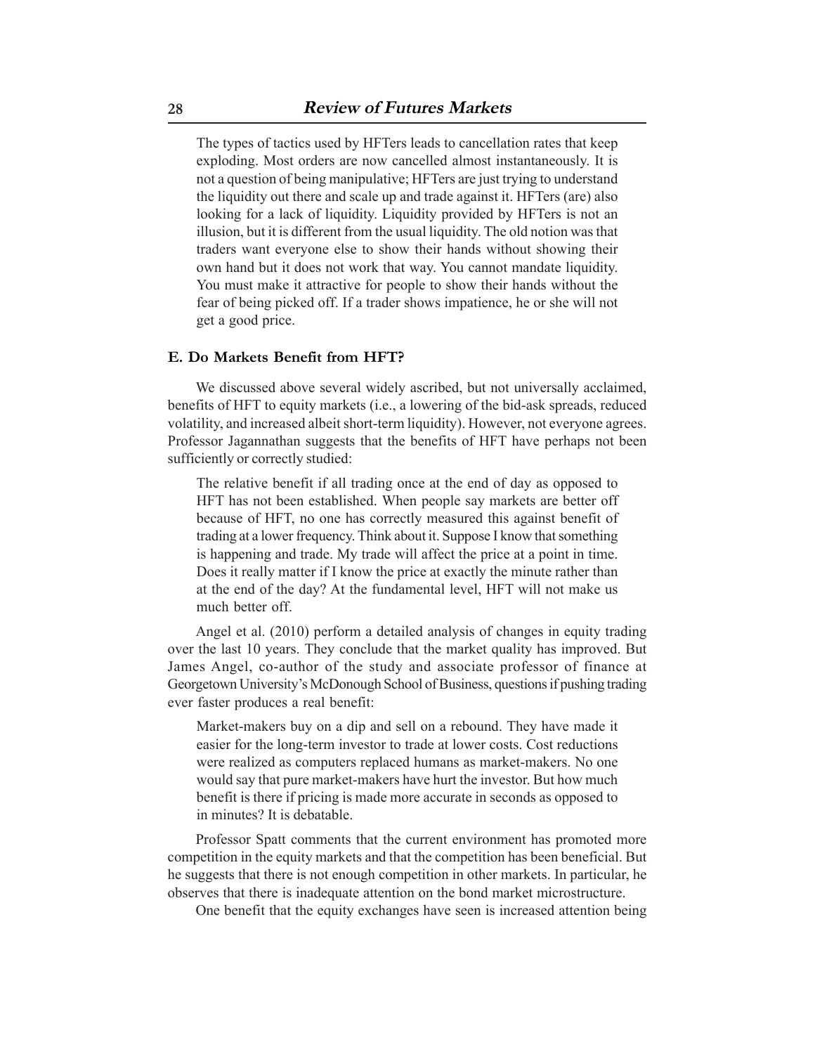The types of tactics used by HFTers leads to cancellation rates that keep exploding. Most orders are now cancelled almost instantaneously. It is not a question of being manipulative; HFTers are just trying to understand the liquidity out there and scale up and trade against it. HFTers (are) also looking for a lack of liquidity. Liquidity provided by HFTers is not an illusion, but it is different from the usual liquidity. The old notion was that traders want everyone else to show their hands without showing their own hand but it does not work that way. You cannot mandate liquidity. You must make it attractive for people to show their hands without the fear of being picked off. If a trader shows impatience, he or she will not get a good price.

### E. Do Markets Benefit from HFT?

We discussed above several widely ascribed, but not universally acclaimed, benefits of HFT to equity markets (i.e., a lowering of the bid-ask spreads, reduced volatility, and increased albeit short-term liquidity). However, not everyone agrees. Professor Jagannathan suggests that the benefits of HFT have perhaps not been sufficiently or correctly studied:

> The relative benefit if all trading once at the end of day as opposed to HFT has not been established. When people say markets are better off because of HFT, no one has correctly measured this against benefit of trading at a lower frequency. Think about it. Suppose I know that something is happening and trade. My trade will affect the price at a point in time. Does it really matter if I know the price at exactly the minute rather than at the end of the day? At the fundamental level, HFT will not make us much better off.

Angel et al. (2010) perform a detailed analysis of changes in equity trading over the last 10 years. They conclude that the market quality has improved. But James Angel, co-author of the study and associate professor of finance at Georgetown University's McDonough School of Business, questions if pushing trading ever faster produces a real benefit:

> Market-makers buy on a dip and sell on a rebound. They have made it easier for the long-term investor to trade at lower costs. Cost reductions were realized as computers replaced humans as market-makers. No one would say that pure market-makers have hurt the investor. But how much benefit is there if pricing is made more accurate in seconds as opposed to in minutes? It is debatable.

Professor Spatt comments that the current environment has promoted more competition in the equity markets and that the competition has been beneficial. But he suggests that there is not enough competition in other markets. In particular, he observes that there is inadequate attention on the bond market microstructure.

One benefit that the equity exchanges have seen is increased attention being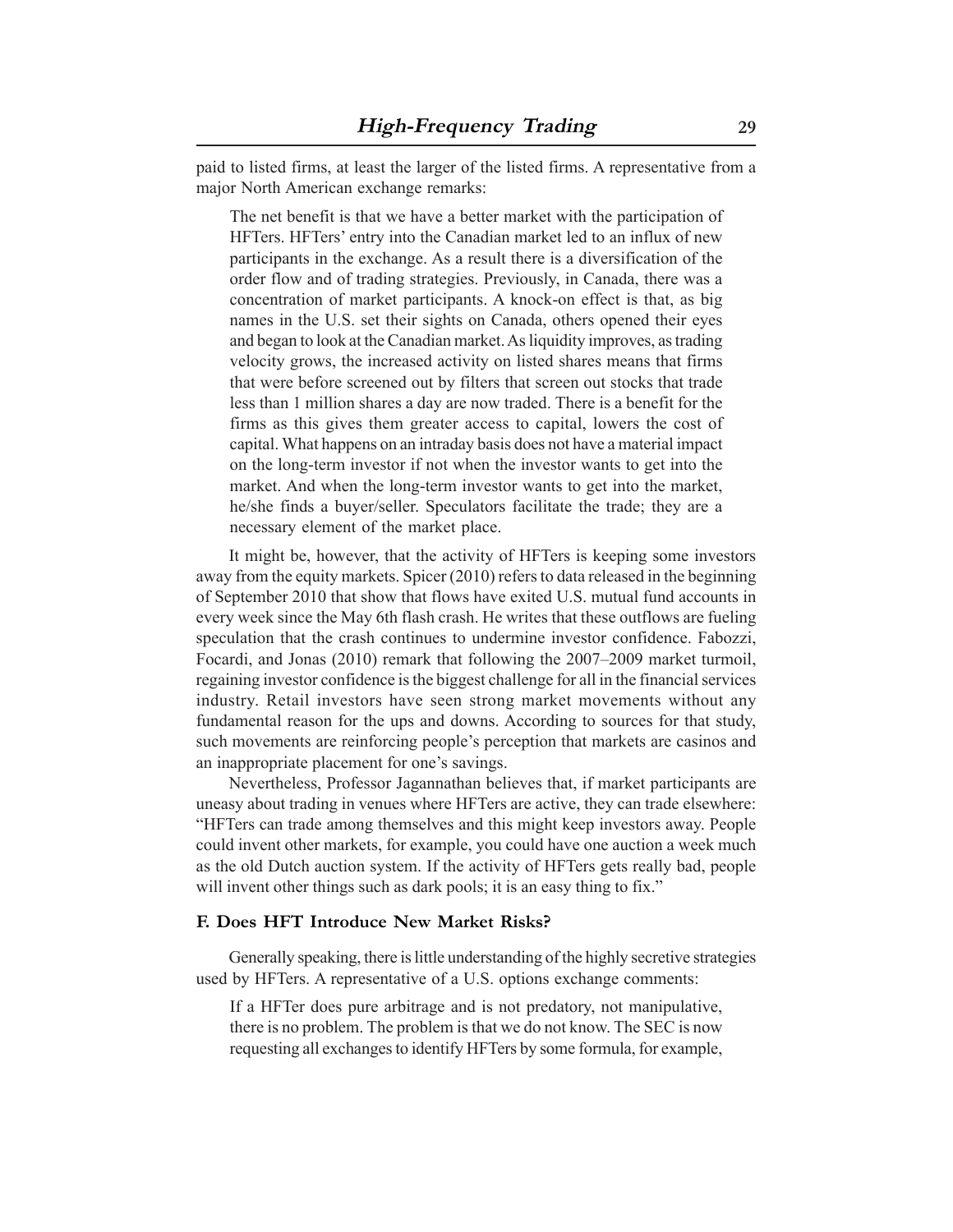paid to listed firms, at least the larger of the listed firms. A representative from a major North American exchange remarks:

> The net benefit is that we have a better market with the participation of HFTers. HFTers' entry into the Canadian market led to an influx of new participants in the exchange. As a result there is a diversification of the order flow and of trading strategies. Previously, in Canada, there was a concentration of market participants. A knock-on effect is that, as big names in the U.S. set their sights on Canada, others opened their eyes and began to look at the Canadian market. As liquidity improves, as trading velocity grows, the increased activity on listed shares means that firms that were before screened out by filters that screen out stocks that trade less than 1 million shares a day are now traded. There is a benefit for the firms as this gives them greater access to capital, lowers the cost of capital. What happens on an intraday basis does not have a material impact on the long-term investor if not when the investor wants to get into the market. And when the long-term investor wants to get into the market, he/she finds a buyer/seller. Speculators facilitate the trade; they are a necessary element of the market place.

It might be, however, that the activity of HFTers is keeping some investors away from the equity markets. Spicer (2010) refers to data released in the beginning of September 2010 that show that flows have exited U.S. mutual fund accounts in every week since the May 6th flash crash. He writes that these outflows are fueling speculation that the crash continues to undermine investor confidence. Fabozzi, Focardi, and Jonas (2010) remark that following the 2007–2009 market turmoil, regaining investor confidence is the biggest challenge for all in the financial services industry. Retail investors have seen strong market movements without any fundamental reason for the ups and downs. According to sources for that study, such movements are reinforcing people's perception that markets are casinos and an inappropriate placement for one's savings.

Nevertheless, Professor Jagannathan believes that, if market participants are uneasy about trading in venues where HFTers are active, they can trade elsewhere: "HFTers can trade among themselves and this might keep investors away. People could invent other markets, for example, you could have one auction a week much as the old Dutch auction system. If the activity of HFTers gets really bad, people will invent other things such as dark pools; it is an easy thing to fix."

### F. Does HFT Introduce New Market Risks?

Generally speaking, there is little understanding of the highly secretive strategies used by HFTers. A representative of a U.S. options exchange comments:

> If a HFTer does pure arbitrage and is not predatory, not manipulative, there is no problem. The problem is that we do not know. The SEC is now requesting all exchanges to identify HFTers by some formula, for example,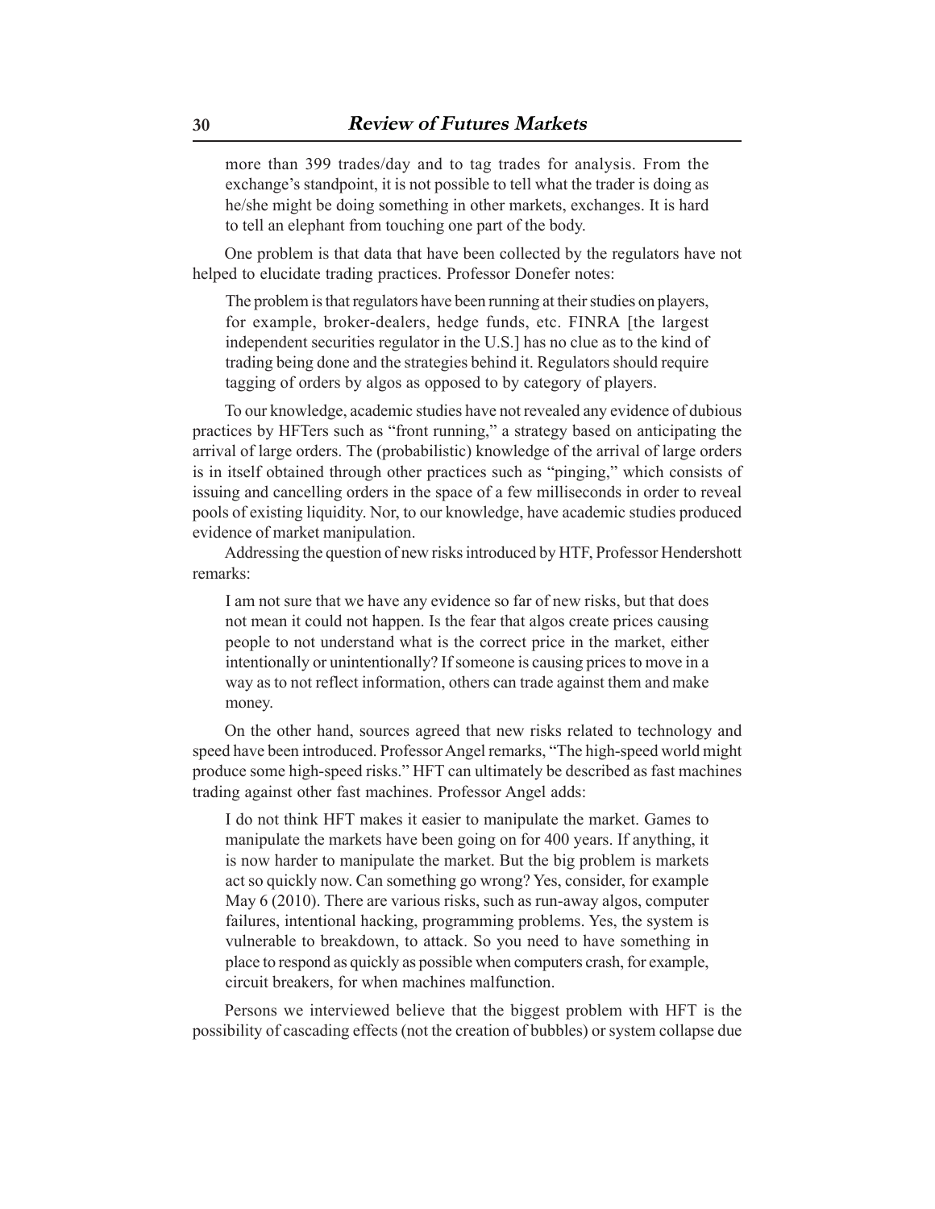> more than 399 trades/day and to tag trades for analysis. From the exchange's standpoint, it is not possible to tell what the trader is doing as he/she might be doing something in other markets, exchanges. It is hard to tell an elephant from touching one part of the body.

One problem is that data that have been collected by the regulators have not helped to elucidate trading practices. Professor Donefer notes:

> The problem is that regulators have been running at their studies on players, for example, broker-dealers, hedge funds, etc. FINRA [the largest independent securities regulator in the U.S.] has no clue as to the kind of trading being done and the strategies behind it. Regulators should require tagging of orders by algos as opposed to by category of players.

To our knowledge, academic studies have not revealed any evidence of dubious practices by HFTers such as "front running," a strategy based on anticipating the arrival of large orders. The (probabilistic) knowledge of the arrival of large orders is in itself obtained through other practices such as "pinging," which consists of issuing and cancelling orders in the space of a few milliseconds in order to reveal pools of existing liquidity. Nor, to our knowledge, have academic studies produced evidence of market manipulation.

Addressing the question of new risks introduced by HTF, Professor Hendershott remarks:

> I am not sure that we have any evidence so far of new risks, but that does not mean it could not happen. Is the fear that algos create prices causing people to not understand what is the correct price in the market, either intentionally or unintentionally? If someone is causing prices to move in a way as to not reflect information, others can trade against them and make money.

On the other hand, sources agreed that new risks related to technology and speed have been introduced. Professor Angel remarks, "The high-speed world might produce some high-speed risks." HFT can ultimately be described as fast machines trading against other fast machines. Professor Angel adds:

> I do not think HFT makes it easier to manipulate the market. Games to manipulate the markets have been going on for 400 years. If anything, it is now harder to manipulate the market. But the big problem is markets act so quickly now. Can something go wrong? Yes, consider, for example May 6 (2010). There are various risks, such as run-away algos, computer failures, intentional hacking, programming problems. Yes, the system is vulnerable to breakdown, to attack. So you need to have something in place to respond as quickly as possible when computers crash, for example, circuit breakers, for when machines malfunction.

Persons we interviewed believe that the biggest problem with HFT is the possibility of cascading effects (not the creation of bubbles) or system collapse due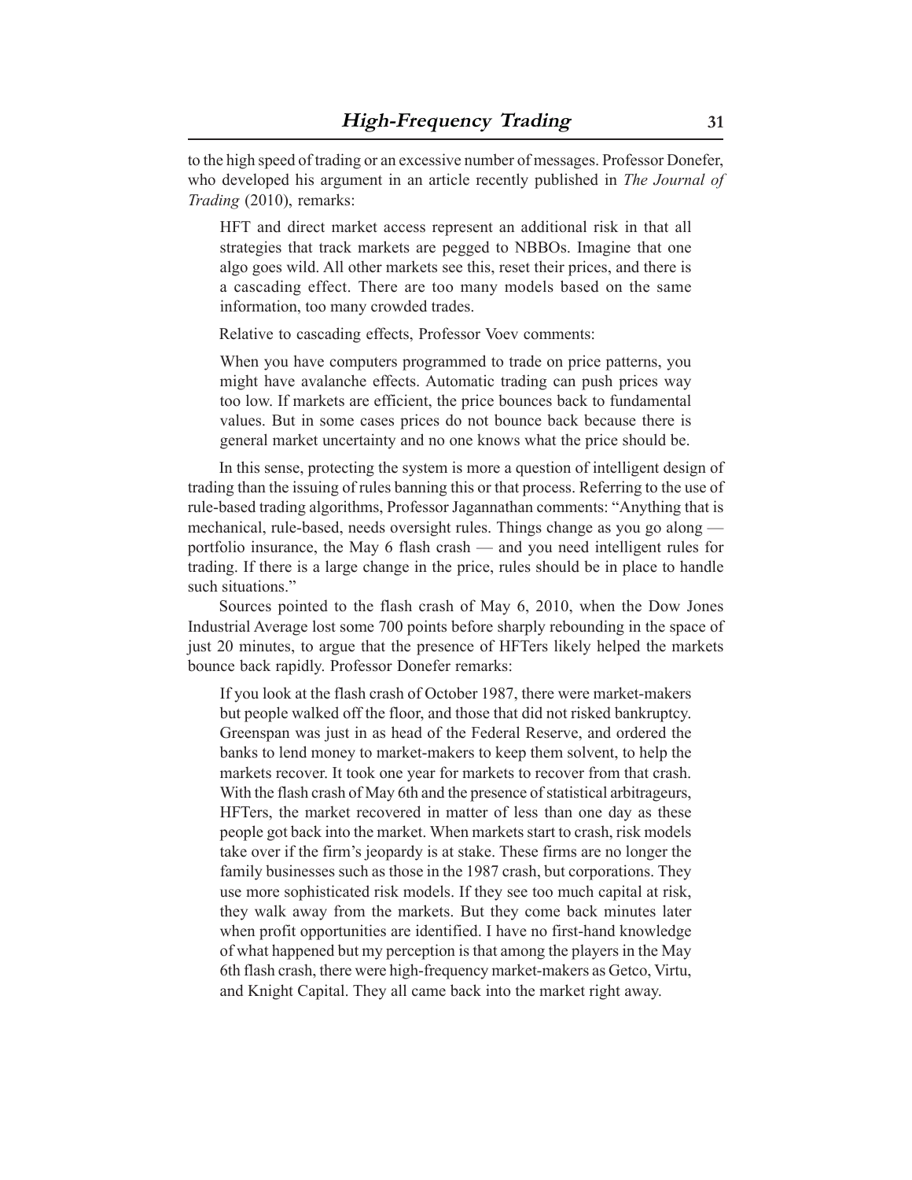to the high speed of trading or an excessive number of messages. Professor Donefer, who developed his argument in an article recently published in *The Journal of Trading* (2010), remarks:

> HFT and direct market access represent an additional risk in that all strategies that track markets are pegged to NBBOs. Imagine that one algo goes wild. All other markets see this, reset their prices, and there is a cascading effect. There are too many models based on the same information, too many crowded trades.

Relative to cascading effects, Professor Voev comments:

> When you have computers programmed to trade on price patterns, you might have avalanche effects. Automatic trading can push prices way too low. If markets are efficient, the price bounces back to fundamental values. But in some cases prices do not bounce back because there is general market uncertainty and no one knows what the price should be.

In this sense, protecting the system is more a question of intelligent design of trading than the issuing of rules banning this or that process. Referring to the use of rule-based trading algorithms, Professor Jagannathan comments: "Anything that is mechanical, rule-based, needs oversight rules. Things change as you go along — portfolio insurance, the May 6 flash crash — and you need intelligent rules for trading. If there is a large change in the price, rules should be in place to handle such situations."

Sources pointed to the flash crash of May 6, 2010, when the Dow Jones Industrial Average lost some 700 points before sharply rebounding in the space of just 20 minutes, to argue that the presence of HFTers likely helped the markets bounce back rapidly. Professor Donefer remarks:

> If you look at the flash crash of October 1987, there were market-makers but people walked off the floor, and those that did not risked bankruptcy. Greenspan was just in as head of the Federal Reserve, and ordered the banks to lend money to market-makers to keep them solvent, to help the markets recover. It took one year for markets to recover from that crash. With the flash crash of May 6th and the presence of statistical arbitrageurs, HFTers, the market recovered in matter of less than one day as these people got back into the market. When markets start to crash, risk models take over if the firm's jeopardy is at stake. These firms are no longer the family businesses such as those in the 1987 crash, but corporations. They use more sophisticated risk models. If they see too much capital at risk, they walk away from the markets. But they come back minutes later when profit opportunities are identified. I have no first-hand knowledge of what happened but my perception is that among the players in the May 6th flash crash, there were high-frequency market-makers as Getco, Virtu, and Knight Capital. They all came back into the market right away.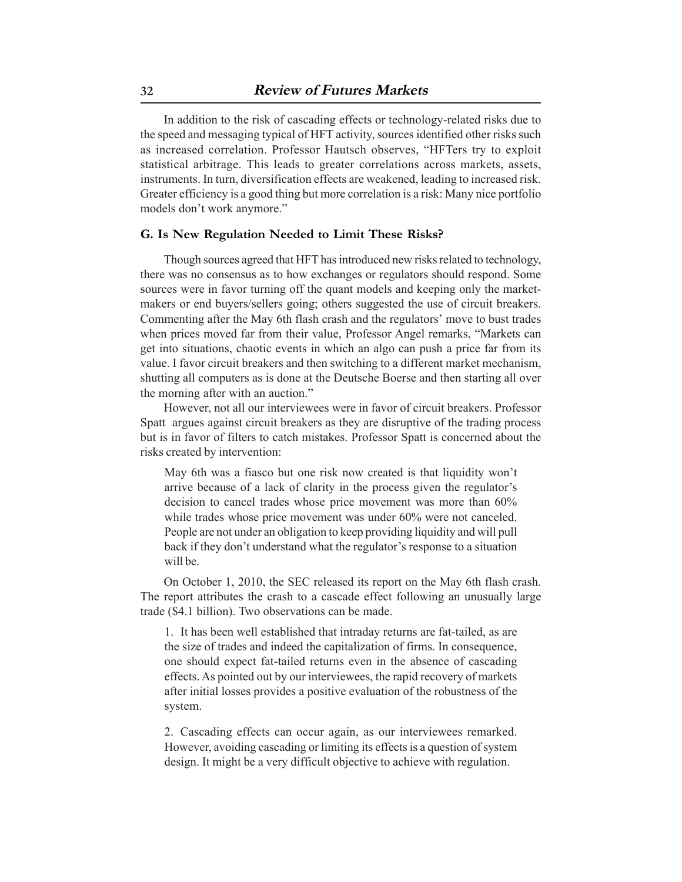In addition to the risk of cascading effects or technology-related risks due to the speed and messaging typical of HFT activity, sources identified other risks such as increased correlation. Professor Hautsch observes, "HFTers try to exploit statistical arbitrage. This leads to greater correlations across markets, assets, instruments. In turn, diversification effects are weakened, leading to increased risk. Greater efficiency is a good thing but more correlation is a risk: Many nice portfolio models don't work anymore."

### G. Is New Regulation Needed to Limit These Risks?

Though sources agreed that HFT has introduced new risks related to technology, there was no consensus as to how exchanges or regulators should respond. Some sources were in favor turning off the quant models and keeping only the market-makers or end buyers/sellers going; others suggested the use of circuit breakers. Commenting after the May 6th flash crash and the regulators' move to bust trades when prices moved far from their value, Professor Angel remarks, "Markets can get into situations, chaotic events in which an algo can push a price far from its value. I favor circuit breakers and then switching to a different market mechanism, shutting all computers as is done at the Deutsche Boerse and then starting all over the morning after with an auction."

However, not all our interviewees were in favor of circuit breakers. Professor Spatt argues against circuit breakers as they are disruptive of the trading process but is in favor of filters to catch mistakes. Professor Spatt is concerned about the risks created by intervention:

> May 6th was a fiasco but one risk now created is that liquidity won't arrive because of a lack of clarity in the process given the regulator's decision to cancel trades whose price movement was more than 60% while trades whose price movement was under 60% were not canceled. People are not under an obligation to keep providing liquidity and will pull back if they don't understand what the regulator's response to a situation will be.

On October 1, 2010, the SEC released its report on the May 6th flash crash. The report attributes the crash to a cascade effect following an unusually large trade ($4.1 billion). Two observations can be made.

1. It has been well established that intraday returns are fat-tailed, as are the size of trades and indeed the capitalization of firms. In consequence, one should expect fat-tailed returns even in the absence of cascading effects. As pointed out by our interviewees, the rapid recovery of markets after initial losses provides a positive evaluation of the robustness of the system.

2. Cascading effects can occur again, as our interviewees remarked. However, avoiding cascading or limiting its effects is a question of system design. It might be a very difficult objective to achieve with regulation.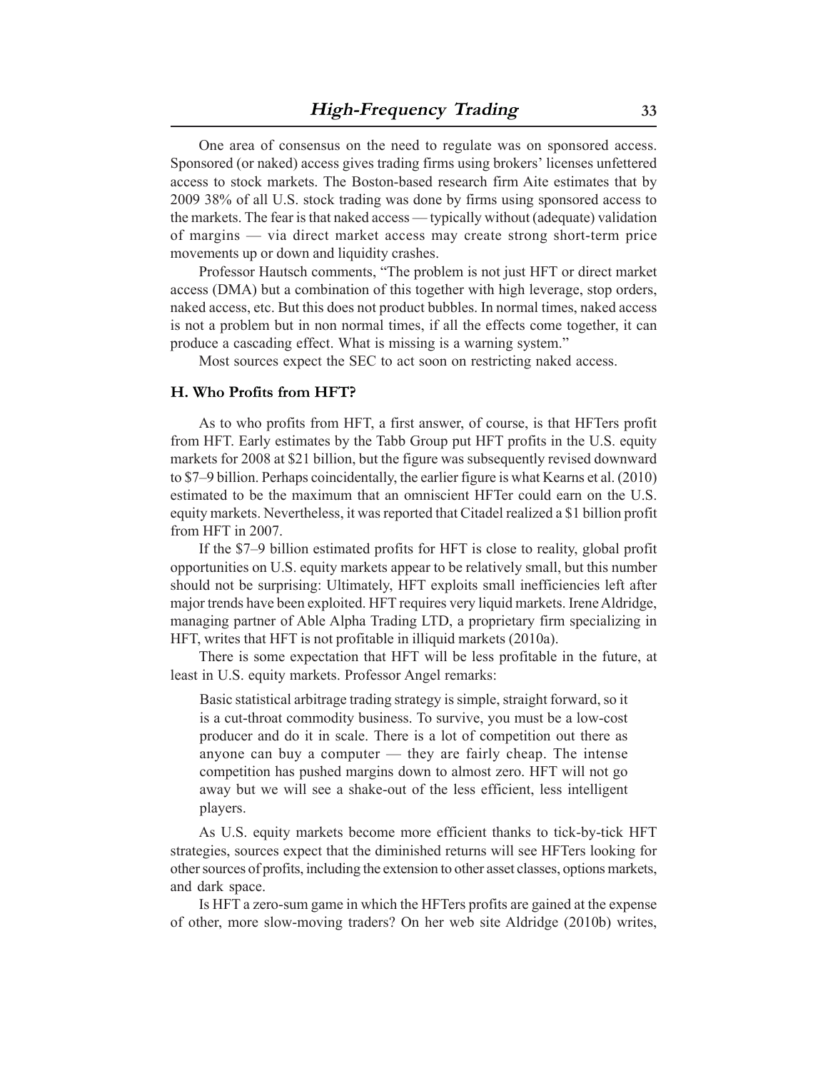One area of consensus on the need to regulate was on sponsored access. Sponsored (or naked) access gives trading firms using brokers' licenses unfettered access to stock markets. The Boston-based research firm Aite estimates that by 2009 38% of all U.S. stock trading was done by firms using sponsored access to the markets. The fear is that naked access — typically without (adequate) validation of margins — via direct market access may create strong short-term price movements up or down and liquidity crashes.

Professor Hautsch comments, "The problem is not just HFT or direct market access (DMA) but a combination of this together with high leverage, stop orders, naked access, etc. But this does not product bubbles. In normal times, naked access is not a problem but in non normal times, if all the effects come together, it can produce a cascading effect. What is missing is a warning system."

Most sources expect the SEC to act soon on restricting naked access.

### H. Who Profits from HFT?

As to who profits from HFT, a first answer, of course, is that HFTers profit from HFT. Early estimates by the Tabb Group put HFT profits in the U.S. equity markets for 2008 at $21 billion, but the figure was subsequently revised downward to $7–9 billion. Perhaps coincidentally, the earlier figure is what Kearns et al. (2010) estimated to be the maximum that an omniscient HFTer could earn on the U.S. equity markets. Nevertheless, it was reported that Citadel realized a $1 billion profit from HFT in 2007.

If the $7–9 billion estimated profits for HFT is close to reality, global profit opportunities on U.S. equity markets appear to be relatively small, but this number should not be surprising: Ultimately, HFT exploits small inefficiencies left after major trends have been exploited. HFT requires very liquid markets. Irene Aldridge, managing partner of Able Alpha Trading LTD, a proprietary firm specializing in HFT, writes that HFT is not profitable in illiquid markets (2010a).

There is some expectation that HFT will be less profitable in the future, at least in U.S. equity markets. Professor Angel remarks:

> Basic statistical arbitrage trading strategy is simple, straight forward, so it is a cut-throat commodity business. To survive, you must be a low-cost producer and do it in scale. There is a lot of competition out there as anyone can buy a computer — they are fairly cheap. The intense competition has pushed margins down to almost zero. HFT will not go away but we will see a shake-out of the less efficient, less intelligent players.

As U.S. equity markets become more efficient thanks to tick-by-tick HFT strategies, sources expect that the diminished returns will see HFTers looking for other sources of profits, including the extension to other asset classes, options markets, and dark space.

Is HFT a zero-sum game in which the HFTers profits are gained at the expense of other, more slow-moving traders? On her web site Aldridge (2010b) writes,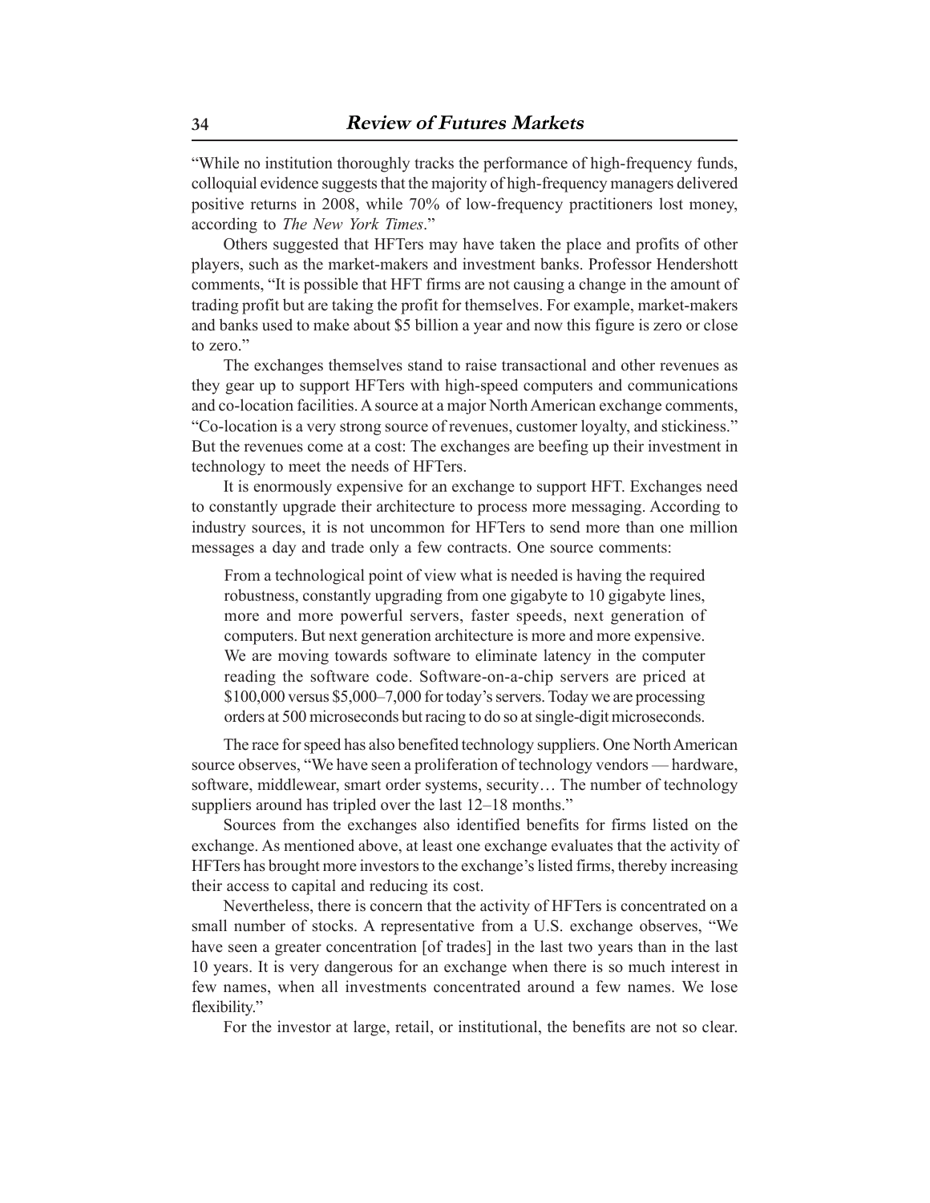"While no institution thoroughly tracks the performance of high-frequency funds, colloquial evidence suggests that the majority of high-frequency managers delivered positive returns in 2008, while 70% of low-frequency practitioners lost money, according to *The New York Times*."

Others suggested that HFTers may have taken the place and profits of other players, such as the market-makers and investment banks. Professor Hendershott comments, "It is possible that HFT firms are not causing a change in the amount of trading profit but are taking the profit for themselves. For example, market-makers and banks used to make about $5 billion a year and now this figure is zero or close to zero."

The exchanges themselves stand to raise transactional and other revenues as they gear up to support HFTers with high-speed computers and communications and co-location facilities. A source at a major North American exchange comments, "Co-location is a very strong source of revenues, customer loyalty, and stickiness." But the revenues come at a cost: The exchanges are beefing up their investment in technology to meet the needs of HFTers.

It is enormously expensive for an exchange to support HFT. Exchanges need to constantly upgrade their architecture to process more messaging. According to industry sources, it is not uncommon for HFTers to send more than one million messages a day and trade only a few contracts. One source comments:

> From a technological point of view what is needed is having the required robustness, constantly upgrading from one gigabyte to 10 gigabyte lines, more and more powerful servers, faster speeds, next generation of computers. But next generation architecture is more and more expensive. We are moving towards software to eliminate latency in the computer reading the software code. Software-on-a-chip servers are priced at $100,000 versus $5,000–7,000 for today's servers. Today we are processing orders at 500 microseconds but racing to do so at single-digit microseconds.

The race for speed has also benefited technology suppliers. One North American source observes, "We have seen a proliferation of technology vendors — hardware, software, middlewear, smart order systems, security… The number of technology suppliers around has tripled over the last 12–18 months."

Sources from the exchanges also identified benefits for firms listed on the exchange. As mentioned above, at least one exchange evaluates that the activity of HFTers has brought more investors to the exchange's listed firms, thereby increasing their access to capital and reducing its cost.

Nevertheless, there is concern that the activity of HFTers is concentrated on a small number of stocks. A representative from a U.S. exchange observes, "We have seen a greater concentration [of trades] in the last two years than in the last 10 years. It is very dangerous for an exchange when there is so much interest in few names, when all investments concentrated around a few names. We lose flexibility."

For the investor at large, retail, or institutional, the benefits are not so clear.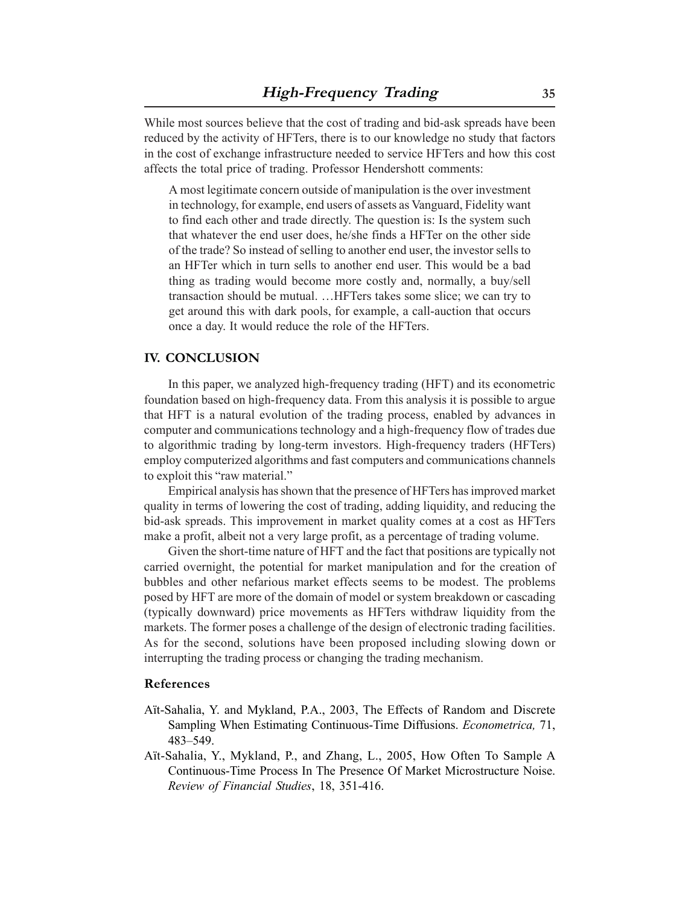While most sources believe that the cost of trading and bid-ask spreads have been reduced by the activity of HFTers, there is to our knowledge no study that factors in the cost of exchange infrastructure needed to service HFTers and how this cost affects the total price of trading. Professor Hendershott comments:

> A most legitimate concern outside of manipulation is the over investment in technology, for example, end users of assets as Vanguard, Fidelity want to find each other and trade directly. The question is: Is the system such that whatever the end user does, he/she finds a HFTer on the other side of the trade? So instead of selling to another end user, the investor sells to an HFTer which in turn sells to another end user. This would be a bad thing as trading would become more costly and, normally, a buy/sell transaction should be mutual. …HFTers takes some slice; we can try to get around this with dark pools, for example, a call-auction that occurs once a day. It would reduce the role of the HFTers.

## IV. CONCLUSION

In this paper, we analyzed high-frequency trading (HFT) and its econometric foundation based on high-frequency data. From this analysis it is possible to argue that HFT is a natural evolution of the trading process, enabled by advances in computer and communications technology and a high-frequency flow of trades due to algorithmic trading by long-term investors. High-frequency traders (HFTers) employ computerized algorithms and fast computers and communications channels to exploit this "raw material."

Empirical analysis has shown that the presence of HFTers has improved market quality in terms of lowering the cost of trading, adding liquidity, and reducing the bid-ask spreads. This improvement in market quality comes at a cost as HFTers make a profit, albeit not a very large profit, as a percentage of trading volume.

Given the short-time nature of HFT and the fact that positions are typically not carried overnight, the potential for market manipulation and for the creation of bubbles and other nefarious market effects seems to be modest. The problems posed by HFT are more of the domain of model or system breakdown or cascading (typically downward) price movements as HFTers withdraw liquidity from the markets. The former poses a challenge of the design of electronic trading facilities. As for the second, solutions have been proposed including slowing down or interrupting the trading process or changing the trading mechanism.

### References

Aït-Sahalia, Y. and Mykland, P.A., 2003, The Effects of Random and Discrete Sampling When Estimating Continuous-Time Diffusions. *Econometrica,* 71, 483–549.

Aït-Sahalia, Y., Mykland, P., and Zhang, L., 2005, How Often To Sample A Continuous-Time Process In The Presence Of Market Microstructure Noise. *Review of Financial Studies*, 18, 351-416.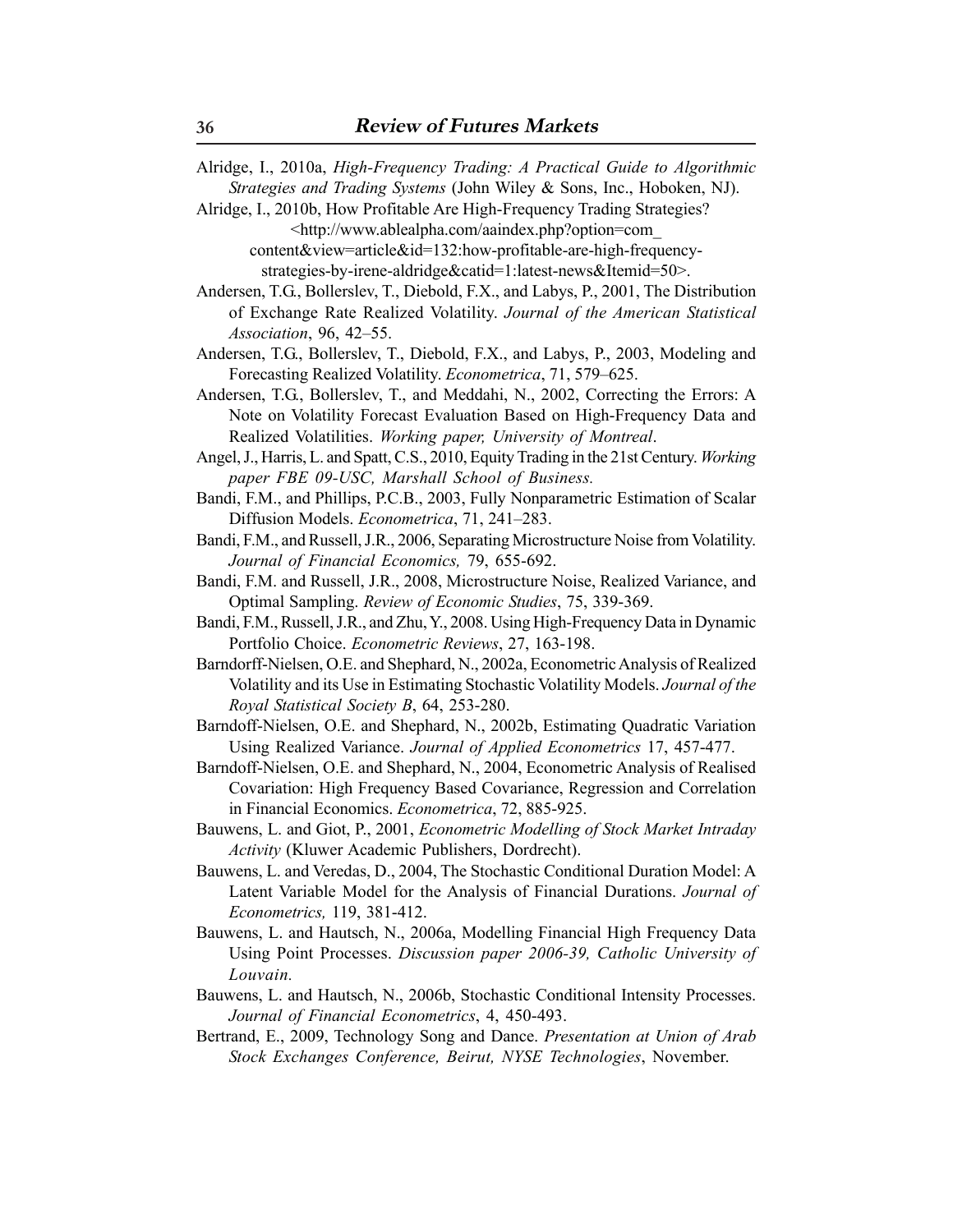Alridge, I., 2010a, *High-Frequency Trading: A Practical Guide to Algorithmic Strategies and Trading Systems* (John Wiley & Sons, Inc., Hoboken, NJ).

Alridge, I., 2010b, How Profitable Are High-Frequency Trading Strategies? <http://www.ablealpha.com/aaindex.php?option=com_content&view=article&id=132:how-profitable-are-high-frequency-strategies-by-irene-aldridge&catid=1:latest-news&Itemid=50>.

Andersen, T.G., Bollerslev, T., Diebold, F.X., and Labys, P., 2001, The Distribution of Exchange Rate Realized Volatility. *Journal of the American Statistical Association*, 96, 42–55.

Andersen, T.G., Bollerslev, T., Diebold, F.X., and Labys, P., 2003, Modeling and Forecasting Realized Volatility. *Econometrica*, 71, 579–625.

Andersen, T.G., Bollerslev, T., and Meddahi, N., 2002, Correcting the Errors: A Note on Volatility Forecast Evaluation Based on High-Frequency Data and Realized Volatilities. *Working paper, University of Montreal*.

Angel, J., Harris, L. and Spatt, C.S., 2010, Equity Trading in the 21st Century. *Working paper FBE 09-USC, Marshall School of Business.*

Bandi, F.M., and Phillips, P.C.B., 2003, Fully Nonparametric Estimation of Scalar Diffusion Models. *Econometrica*, 71, 241–283.

Bandi, F.M., and Russell, J.R., 2006, Separating Microstructure Noise from Volatility. *Journal of Financial Economics,* 79, 655-692.

Bandi, F.M. and Russell, J.R., 2008, Microstructure Noise, Realized Variance, and Optimal Sampling. *Review of Economic Studies*, 75, 339-369.

Bandi, F.M., Russell, J.R., and Zhu, Y., 2008. Using High-Frequency Data in Dynamic Portfolio Choice. *Econometric Reviews*, 27, 163-198.

Barndorff-Nielsen, O.E. and Shephard, N., 2002a, Econometric Analysis of Realized Volatility and its Use in Estimating Stochastic Volatility Models. *Journal of the Royal Statistical Society B*, 64, 253-280.

Barndoff-Nielsen, O.E. and Shephard, N., 2002b, Estimating Quadratic Variation Using Realized Variance. *Journal of Applied Econometrics* 17, 457-477.

Barndoff-Nielsen, O.E. and Shephard, N., 2004, Econometric Analysis of Realised Covariation: High Frequency Based Covariance, Regression and Correlation in Financial Economics. *Econometrica*, 72, 885-925.

Bauwens, L. and Giot, P., 2001, *Econometric Modelling of Stock Market Intraday Activity* (Kluwer Academic Publishers, Dordrecht).

Bauwens, L. and Veredas, D., 2004, The Stochastic Conditional Duration Model: A Latent Variable Model for the Analysis of Financial Durations. *Journal of Econometrics,* 119, 381-412.

Bauwens, L. and Hautsch, N., 2006a, Modelling Financial High Frequency Data Using Point Processes. *Discussion paper 2006-39, Catholic University of Louvain.*

Bauwens, L. and Hautsch, N., 2006b, Stochastic Conditional Intensity Processes. *Journal of Financial Econometrics*, 4, 450-493.

Bertrand, E., 2009, Technology Song and Dance. *Presentation at Union of Arab Stock Exchanges Conference, Beirut, NYSE Technologies*, November.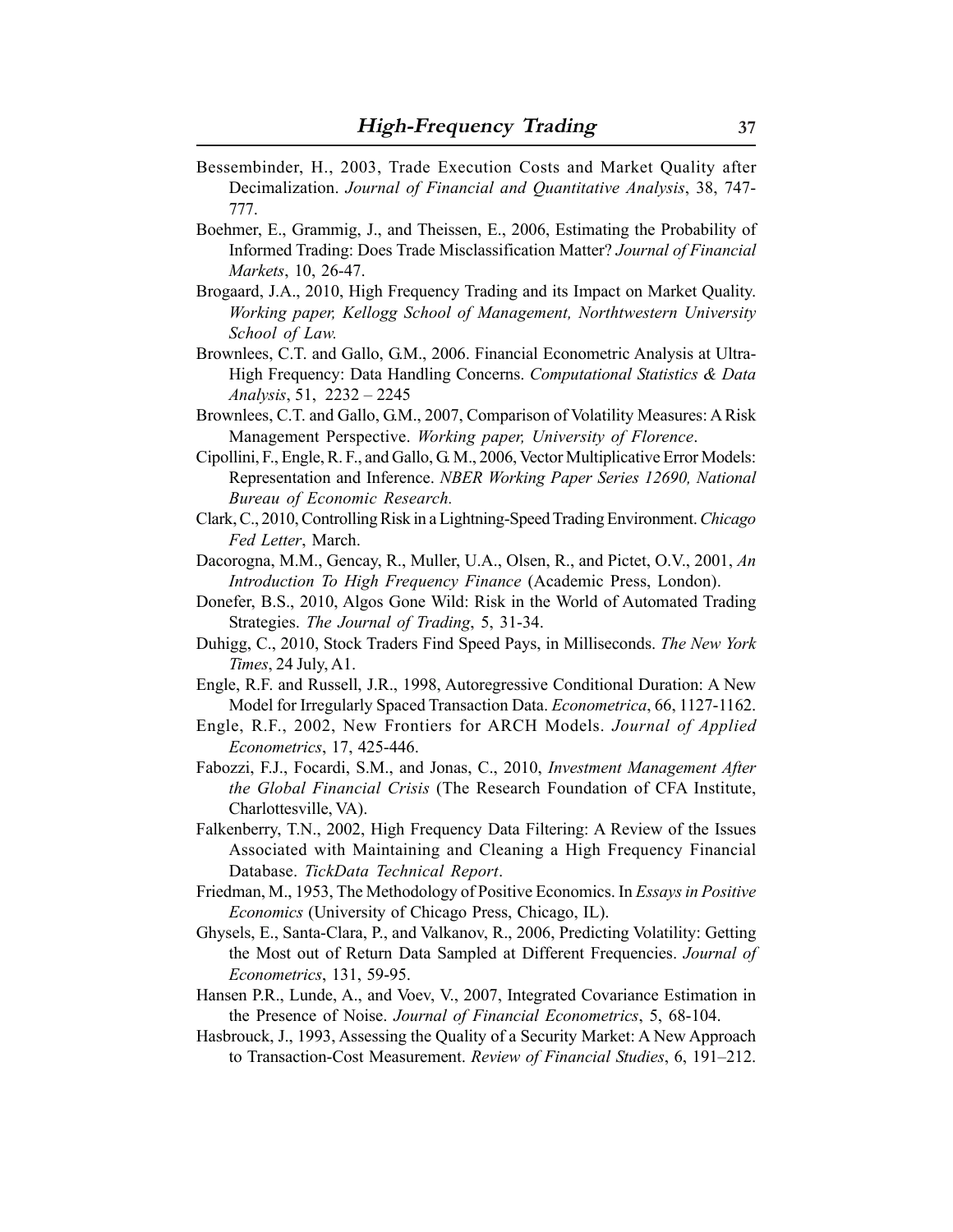Bessembinder, H., 2003, Trade Execution Costs and Market Quality after Decimalization. *Journal of Financial and Quantitative Analysis*, 38, 747-777.

Boehmer, E., Grammig, J., and Theissen, E., 2006, Estimating the Probability of Informed Trading: Does Trade Misclassification Matter? *Journal of Financial Markets*, 10, 26-47.

Brogaard, J.A., 2010, High Frequency Trading and its Impact on Market Quality. *Working paper, Kellogg School of Management, Northtwestern University School of Law.*

Brownlees, C.T. and Gallo, G.M., 2006. Financial Econometric Analysis at Ultra-High Frequency: Data Handling Concerns. *Computational Statistics & Data Analysis*, 51, 2232 – 2245

Brownlees, C.T. and Gallo, G.M., 2007, Comparison of Volatility Measures: A Risk Management Perspective. *Working paper, University of Florence*.

Cipollini, F., Engle, R. F., and Gallo, G. M., 2006, Vector Multiplicative Error Models: Representation and Inference. *NBER Working Paper Series 12690, National Bureau of Economic Research.*

Clark, C., 2010, Controlling Risk in a Lightning-Speed Trading Environment. *Chicago Fed Letter*, March.

Dacorogna, M.M., Gencay, R., Muller, U.A., Olsen, R., and Pictet, O.V., 2001, *An Introduction To High Frequency Finance* (Academic Press, London).

Donefer, B.S., 2010, Algos Gone Wild: Risk in the World of Automated Trading Strategies. *The Journal of Trading*, 5, 31-34.

Duhigg, C., 2010, Stock Traders Find Speed Pays, in Milliseconds. *The New York Times*, 24 July, A1.

Engle, R.F. and Russell, J.R., 1998, Autoregressive Conditional Duration: A New Model for Irregularly Spaced Transaction Data. *Econometrica*, 66, 1127-1162.

Engle, R.F., 2002, New Frontiers for ARCH Models. *Journal of Applied Econometrics*, 17, 425-446.

Fabozzi, F.J., Focardi, S.M., and Jonas, C., 2010, *Investment Management After the Global Financial Crisis* (The Research Foundation of CFA Institute, Charlottesville, VA).

Falkenberry, T.N., 2002, High Frequency Data Filtering: A Review of the Issues Associated with Maintaining and Cleaning a High Frequency Financial Database. *TickData Technical Report*.

Friedman, M., 1953, The Methodology of Positive Economics. In *Essays in Positive Economics* (University of Chicago Press, Chicago, IL).

Ghysels, E., Santa-Clara, P., and Valkanov, R., 2006, Predicting Volatility: Getting the Most out of Return Data Sampled at Different Frequencies. *Journal of Econometrics*, 131, 59-95.

Hansen P.R., Lunde, A., and Voev, V., 2007, Integrated Covariance Estimation in the Presence of Noise. *Journal of Financial Econometrics*, 5, 68-104.

Hasbrouck, J., 1993, Assessing the Quality of a Security Market: A New Approach to Transaction-Cost Measurement. *Review of Financial Studies*, 6, 191–212.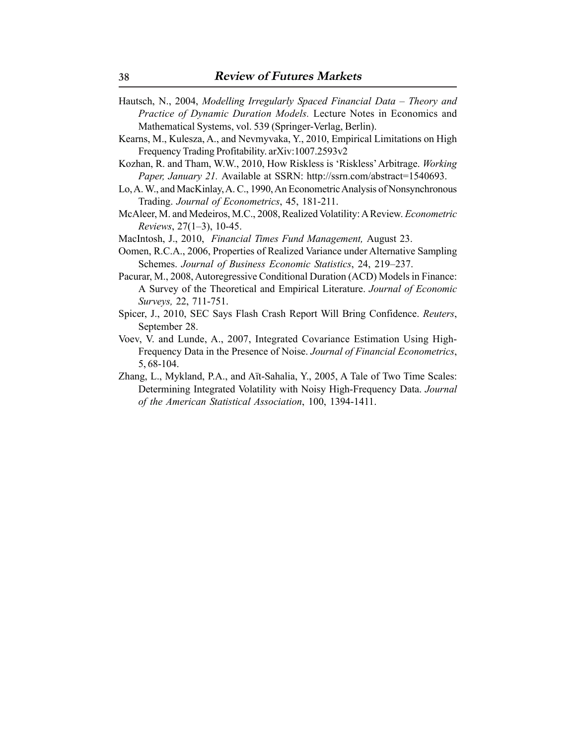Hautsch, N., 2004, *Modelling Irregularly Spaced Financial Data – Theory and Practice of Dynamic Duration Models.* Lecture Notes in Economics and Mathematical Systems, vol. 539 (Springer-Verlag, Berlin).

Kearns, M., Kulesza, A., and Nevmyvaka, Y., 2010, Empirical Limitations on High Frequency Trading Profitability. arXiv:1007.2593v2

Kozhan, R. and Tham, W.W., 2010, How Riskless is 'Riskless' Arbitrage. *Working Paper, January 21.* Available at SSRN: http://ssrn.com/abstract=1540693.

Lo, A. W., and MacKinlay, A. C., 1990, An Econometric Analysis of Nonsynchronous Trading. *Journal of Econometrics*, 45, 181-211.

McAleer, M. and Medeiros, M.C., 2008, Realized Volatility: A Review. *Econometric Reviews*, 27(1–3), 10-45.

MacIntosh, J., 2010, *Financial Times Fund Management,* August 23.

Oomen, R.C.A., 2006, Properties of Realized Variance under Alternative Sampling Schemes. *Journal of Business Economic Statistics*, 24, 219–237.

Pacurar, M., 2008, Autoregressive Conditional Duration (ACD) Models in Finance: A Survey of the Theoretical and Empirical Literature. *Journal of Economic Surveys,* 22, 711-751.

Spicer, J., 2010, SEC Says Flash Crash Report Will Bring Confidence. *Reuters*, September 28.

Voev, V. and Lunde, A., 2007, Integrated Covariance Estimation Using High-Frequency Data in the Presence of Noise. *Journal of Financial Econometrics*, 5, 68-104.

Zhang, L., Mykland, P.A., and Aït-Sahalia, Y., 2005, A Tale of Two Time Scales: Determining Integrated Volatility with Noisy High-Frequency Data. *Journal of the American Statistical Association*, 100, 1394-1411.